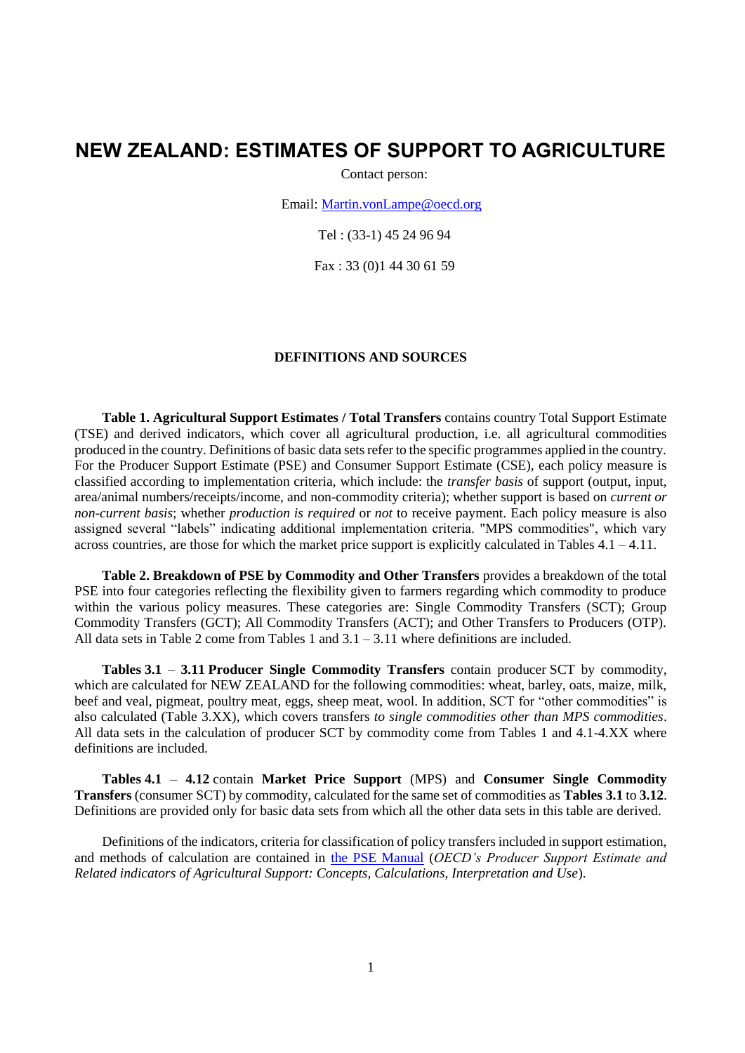# NEW ZEALAND: ESTIMATES OF SUPPORT TO AGRICULTURE

Contact person:

Email: [Martin.vonLampe@oecd.org](mailto:Martin.vonLampe@oecd.org)

Tel : (33-1) 45 24 96 94

Fax : 33 (0)1 44 30 61 59

## DEFINITIONS AND SOURCES

**Table 1. Agricultural Support Estimates / Total Transfers** contains country Total Support Estimate (TSE) and derived indicators, which cover all agricultural production, i.e. all agricultural commodities produced in the country. Definitions of basic data sets refer to the specific programmes applied in the country. For the Producer Support Estimate (PSE) and Consumer Support Estimate (CSE), each policy measure is classified according to implementation criteria, which include: the *transfer basis* of support (output, input, area/animal numbers/receipts/income, and non-commodity criteria); whether support is based on *current or non-current basis*; whether *production is required* or *not* to receive payment. Each policy measure is also assigned several "labels" indicating additional implementation criteria. "MPS commodities", which vary across countries, are those for which the market price support is explicitly calculated in Tables 4.1 – 4.11.

**Table 2. Breakdown of PSE by Commodity and Other Transfers** provides a breakdown of the total PSE into four categories reflecting the flexibility given to farmers regarding which commodity to produce within the various policy measures. These categories are: Single Commodity Transfers (SCT); Group Commodity Transfers (GCT); All Commodity Transfers (ACT); and Other Transfers to Producers (OTP). All data sets in Table 2 come from Tables 1 and 3.1 – 3.11 where definitions are included.

**Tables 3.1** – **3.11 Producer Single Commodity Transfers** contain producer SCT by commodity, which are calculated for NEW ZEALAND for the following commodities: wheat, barley, oats, maize, milk, beef and veal, pigmeat, poultry meat, eggs, sheep meat, wool. In addition, SCT for "other commodities" is also calculated (Table 3.XX), which covers transfers *to single commodities other than MPS commodities*. All data sets in the calculation of producer SCT by commodity come from Tables 1 and 4.1-4.XX where definitions are included.

**Tables 4.1** – **4.12** contain **Market Price Support** (MPS) and **Consumer Single Commodity Transfers** (consumer SCT) by commodity, calculated for the same set of commodities as **Tables 3.1** to **3.12**. Definitions are provided only for basic data sets from which all the other data sets in this table are derived.

Definitions of the indicators, criteria for classification of policy transfers included in support estimation, and methods of calculation are contained in the PSE Manual (*OECD's Producer Support Estimate and Related indicators of Agricultural Support: Concepts, Calculations, Interpretation and Use*).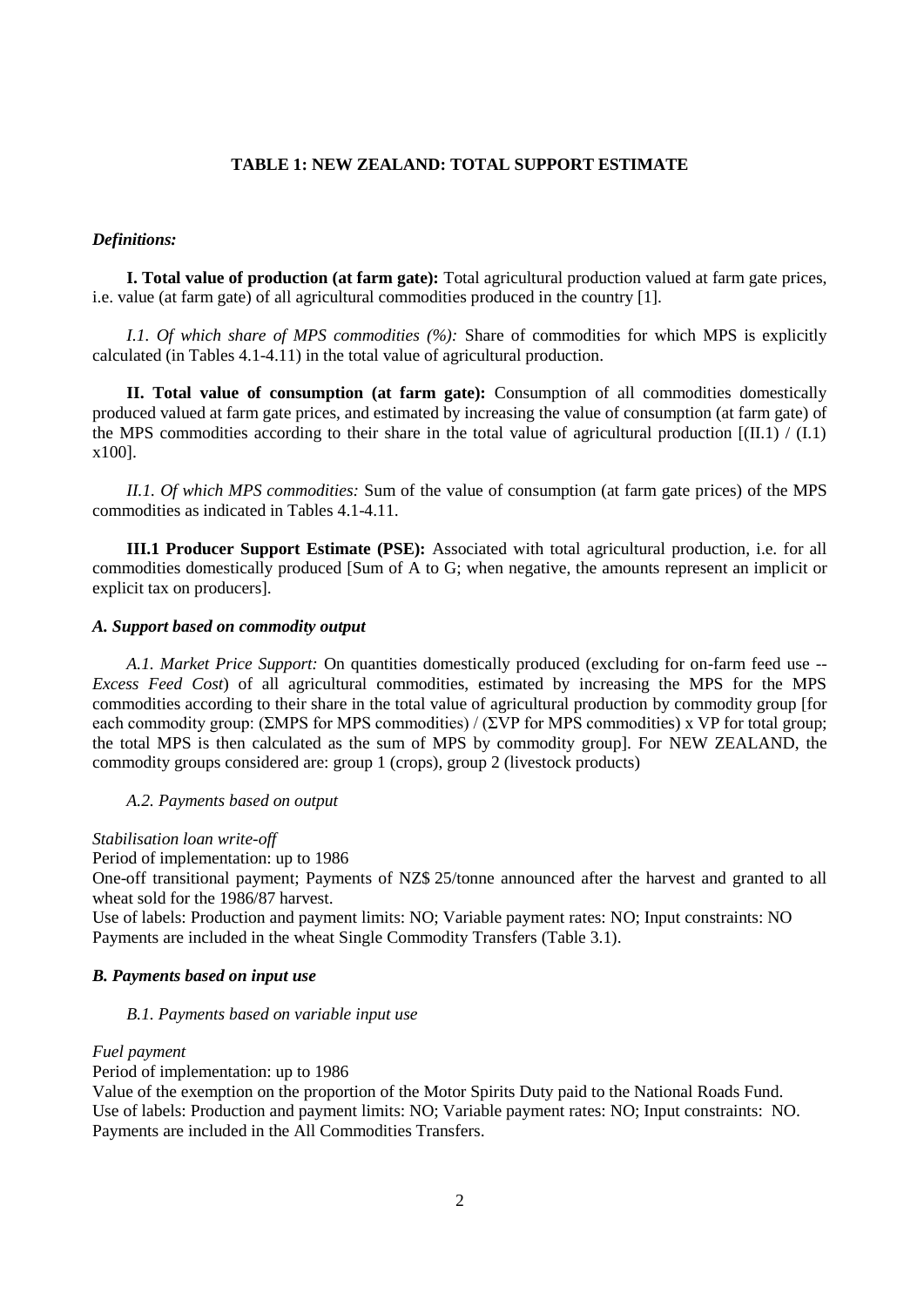## TABLE 1: NEW ZEALAND: TOTAL SUPPORT ESTIMATE

***Definitions:***

**I. Total value of production (at farm gate):** Total agricultural production valued at farm gate prices, i.e. value (at farm gate) of all agricultural commodities produced in the country [1].

*I.1. Of which share of MPS commodities (%):* Share of commodities for which MPS is explicitly calculated (in Tables 4.1-4.11) in the total value of agricultural production.

**II. Total value of consumption (at farm gate):** Consumption of all commodities domestically produced valued at farm gate prices, and estimated by increasing the value of consumption (at farm gate) of the MPS commodities according to their share in the total value of agricultural production [(II.1) / (I.1) x100].

*II.1. Of which MPS commodities:* Sum of the value of consumption (at farm gate prices) of the MPS commodities as indicated in Tables 4.1-4.11.

**III.1 Producer Support Estimate (PSE):** Associated with total agricultural production, i.e. for all commodities domestically produced [Sum of A to G; when negative, the amounts represent an implicit or explicit tax on producers].

***A. Support based on commodity output***

*A.1. Market Price Support:* On quantities domestically produced (excluding for on-farm feed use -- *Excess Feed Cost*) of all agricultural commodities, estimated by increasing the MPS for the MPS commodities according to their share in the total value of agricultural production by commodity group [for each commodity group: (ΣMPS for MPS commodities) / (ΣVP for MPS commodities) x VP for total group; the total MPS is then calculated as the sum of MPS by commodity group]. For NEW ZEALAND, the commodity groups considered are: group 1 (crops), group 2 (livestock products)

*A.2. Payments based on output*

*Stabilisation loan write-off*
Period of implementation: up to 1986
One-off transitional payment; Payments of NZ$ 25/tonne announced after the harvest and granted to all wheat sold for the 1986/87 harvest.
Use of labels: Production and payment limits: NO; Variable payment rates: NO; Input constraints: NO
Payments are included in the wheat Single Commodity Transfers (Table 3.1).

***B. Payments based on input use***

*B.1. Payments based on variable input use*

*Fuel payment*
Period of implementation: up to 1986
Value of the exemption on the proportion of the Motor Spirits Duty paid to the National Roads Fund.
Use of labels: Production and payment limits: NO; Variable payment rates: NO; Input constraints: NO.
Payments are included in the All Commodities Transfers.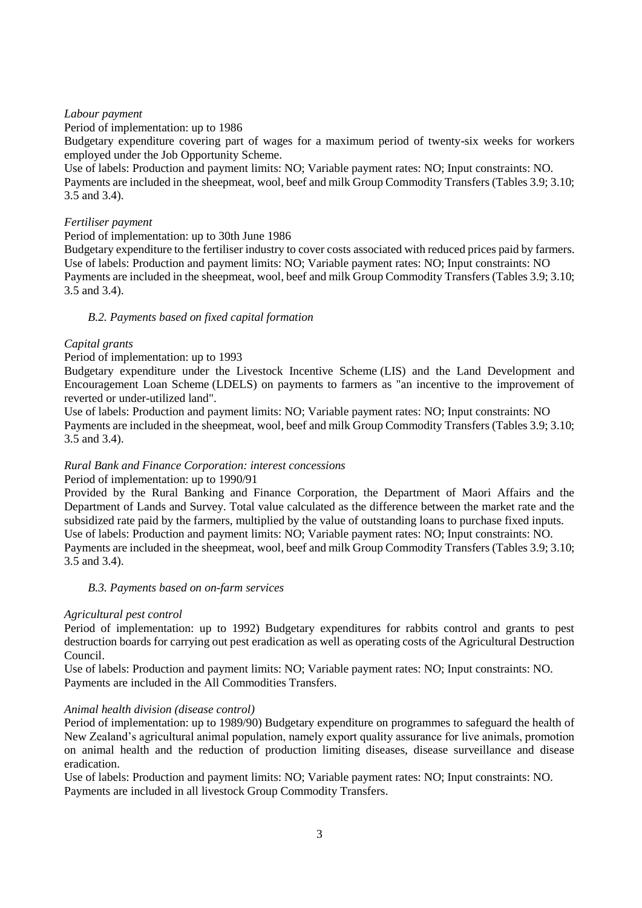*Labour payment*

Period of implementation: up to 1986

Budgetary expenditure covering part of wages for a maximum period of twenty-six weeks for workers employed under the Job Opportunity Scheme.

Use of labels: Production and payment limits: NO; Variable payment rates: NO; Input constraints: NO.

Payments are included in the sheepmeat, wool, beef and milk Group Commodity Transfers (Tables 3.9; 3.10; 3.5 and 3.4).

*Fertiliser payment*

Period of implementation: up to 30th June 1986

Budgetary expenditure to the fertiliser industry to cover costs associated with reduced prices paid by farmers.

Use of labels: Production and payment limits: NO; Variable payment rates: NO; Input constraints: NO

Payments are included in the sheepmeat, wool, beef and milk Group Commodity Transfers (Tables 3.9; 3.10; 3.5 and 3.4).

*B.2. Payments based on fixed capital formation*

*Capital grants*

Period of implementation: up to 1993

Budgetary expenditure under the Livestock Incentive Scheme (LIS) and the Land Development and Encouragement Loan Scheme (LDELS) on payments to farmers as "an incentive to the improvement of reverted or under-utilized land".

Use of labels: Production and payment limits: NO; Variable payment rates: NO; Input constraints: NO

Payments are included in the sheepmeat, wool, beef and milk Group Commodity Transfers (Tables 3.9; 3.10; 3.5 and 3.4).

*Rural Bank and Finance Corporation: interest concessions*

Period of implementation: up to 1990/91

Provided by the Rural Banking and Finance Corporation, the Department of Maori Affairs and the Department of Lands and Survey. Total value calculated as the difference between the market rate and the subsidized rate paid by the farmers, multiplied by the value of outstanding loans to purchase fixed inputs.

Use of labels: Production and payment limits: NO; Variable payment rates: NO; Input constraints: NO.

Payments are included in the sheepmeat, wool, beef and milk Group Commodity Transfers (Tables 3.9; 3.10; 3.5 and 3.4).

*B.3. Payments based on on-farm services*

*Agricultural pest control*

Period of implementation: up to 1992) Budgetary expenditures for rabbits control and grants to pest destruction boards for carrying out pest eradication as well as operating costs of the Agricultural Destruction Council.

Use of labels: Production and payment limits: NO; Variable payment rates: NO; Input constraints: NO.

Payments are included in the All Commodities Transfers.

*Animal health division (disease control)*

Period of implementation: up to 1989/90) Budgetary expenditure on programmes to safeguard the health of New Zealand's agricultural animal population, namely export quality assurance for live animals, promotion on animal health and the reduction of production limiting diseases, disease surveillance and disease eradication.

Use of labels: Production and payment limits: NO; Variable payment rates: NO; Input constraints: NO.

Payments are included in all livestock Group Commodity Transfers.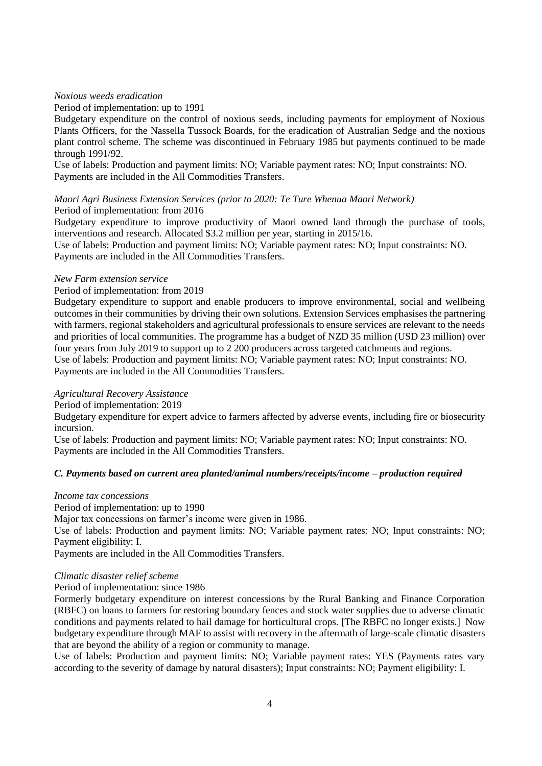*Noxious weeds eradication*

Period of implementation: up to 1991

Budgetary expenditure on the control of noxious seeds, including payments for employment of Noxious Plants Officers, for the Nassella Tussock Boards, for the eradication of Australian Sedge and the noxious plant control scheme. The scheme was discontinued in February 1985 but payments continued to be made through 1991/92.

Use of labels: Production and payment limits: NO; Variable payment rates: NO; Input constraints: NO.

Payments are included in the All Commodities Transfers.

*Maori Agri Business Extension Services (prior to 2020: Te Ture Whenua Maori Network)*

Period of implementation: from 2016

Budgetary expenditure to improve productivity of Maori owned land through the purchase of tools, interventions and research. Allocated $3.2 million per year, starting in 2015/16.

Use of labels: Production and payment limits: NO; Variable payment rates: NO; Input constraints: NO.

Payments are included in the All Commodities Transfers.

*New Farm extension service*

Period of implementation: from 2019

Budgetary expenditure to support and enable producers to improve environmental, social and wellbeing outcomes in their communities by driving their own solutions. Extension Services emphasises the partnering with farmers, regional stakeholders and agricultural professionals to ensure services are relevant to the needs and priorities of local communities. The programme has a budget of NZD 35 million (USD 23 million) over four years from July 2019 to support up to 2 200 producers across targeted catchments and regions.

Use of labels: Production and payment limits: NO; Variable payment rates: NO; Input constraints: NO.

Payments are included in the All Commodities Transfers.

*Agricultural Recovery Assistance*

Period of implementation: 2019

Budgetary expenditure for expert advice to farmers affected by adverse events, including fire or biosecurity incursion.

Use of labels: Production and payment limits: NO; Variable payment rates: NO; Input constraints: NO.

Payments are included in the All Commodities Transfers.

### *C. Payments based on current area planted/animal numbers/receipts/income – production required*

*Income tax concessions*

Period of implementation: up to 1990

Major tax concessions on farmer's income were given in 1986.

Use of labels: Production and payment limits: NO; Variable payment rates: NO; Input constraints: NO; Payment eligibility: I.

Payments are included in the All Commodities Transfers.

*Climatic disaster relief scheme*

Period of implementation: since 1986

Formerly budgetary expenditure on interest concessions by the Rural Banking and Finance Corporation (RBFC) on loans to farmers for restoring boundary fences and stock water supplies due to adverse climatic conditions and payments related to hail damage for horticultural crops. [The RBFC no longer exists.] Now budgetary expenditure through MAF to assist with recovery in the aftermath of large-scale climatic disasters that are beyond the ability of a region or community to manage.

Use of labels: Production and payment limits: NO; Variable payment rates: YES (Payments rates vary according to the severity of damage by natural disasters); Input constraints: NO; Payment eligibility: I.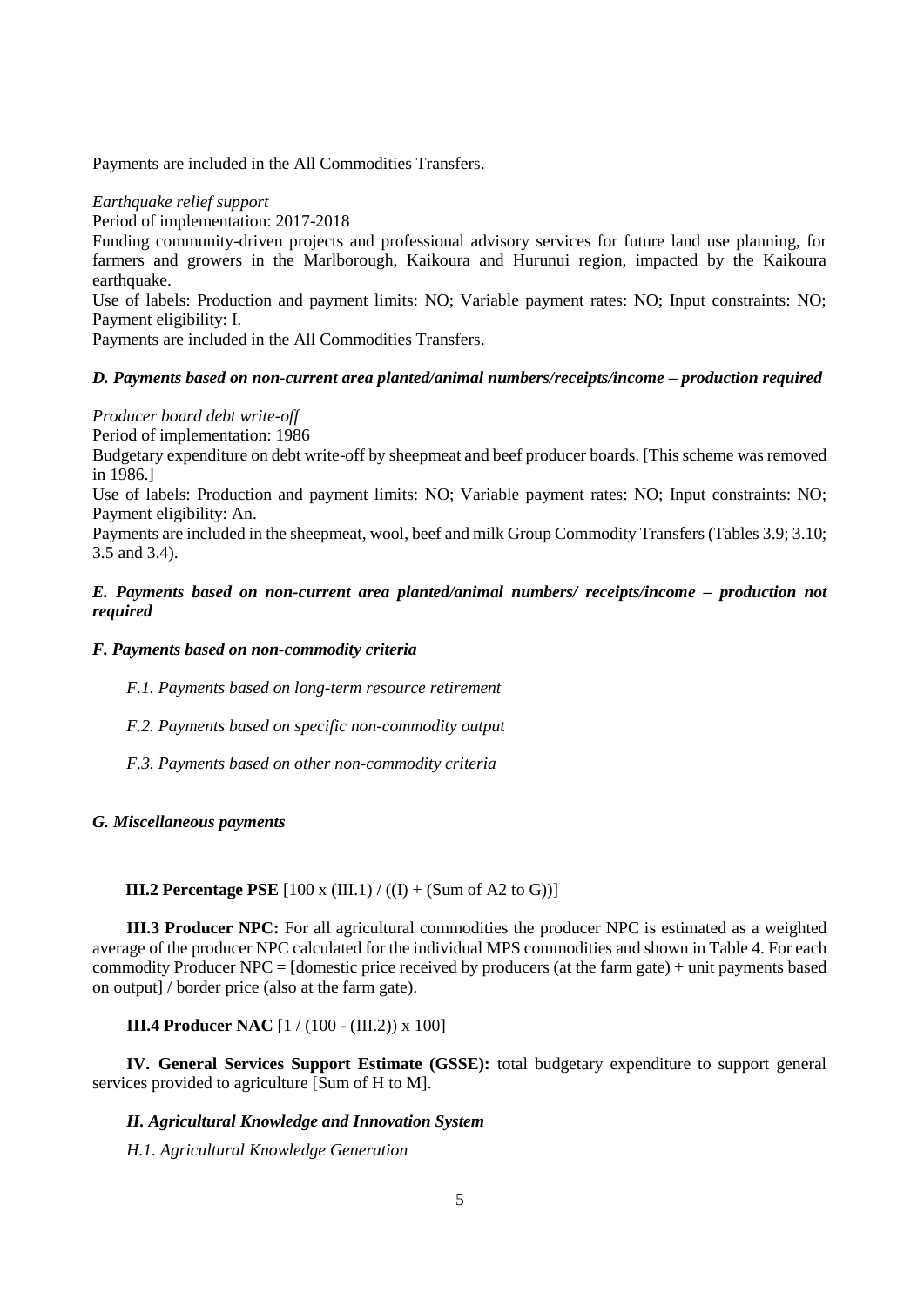Payments are included in the All Commodities Transfers.

*Earthquake relief support*

Period of implementation: 2017-2018

Funding community-driven projects and professional advisory services for future land use planning, for farmers and growers in the Marlborough, Kaikoura and Hurunui region, impacted by the Kaikoura earthquake.

Use of labels: Production and payment limits: NO; Variable payment rates: NO; Input constraints: NO; Payment eligibility: I.

Payments are included in the All Commodities Transfers.

***D. Payments based on non-current area planted/animal numbers/receipts/income – production required***

*Producer board debt write-off*

Period of implementation: 1986

Budgetary expenditure on debt write-off by sheepmeat and beef producer boards. [This scheme was removed in 1986.]

Use of labels: Production and payment limits: NO; Variable payment rates: NO; Input constraints: NO; Payment eligibility: An.

Payments are included in the sheepmeat, wool, beef and milk Group Commodity Transfers (Tables 3.9; 3.10; 3.5 and 3.4).

***E. Payments based on non-current area planted/animal numbers/ receipts/income – production not required***

***F. Payments based on non-commodity criteria***

*F.1. Payments based on long-term resource retirement*

*F.2. Payments based on specific non-commodity output*

*F.3. Payments based on other non-commodity criteria*

***G. Miscellaneous payments***

**III.2 Percentage PSE** [100 x (III.1) / ((I) + (Sum of A2 to G))]

**III.3 Producer NPC:** For all agricultural commodities the producer NPC is estimated as a weighted average of the producer NPC calculated for the individual MPS commodities and shown in Table 4. For each commodity Producer NPC = [domestic price received by producers (at the farm gate) + unit payments based on output] / border price (also at the farm gate).

**III.4 Producer NAC** [1 / (100 - (III.2)) x 100]

**IV. General Services Support Estimate (GSSE):** total budgetary expenditure to support general services provided to agriculture [Sum of H to M].

***H. Agricultural Knowledge and Innovation System***

*H.1. Agricultural Knowledge Generation*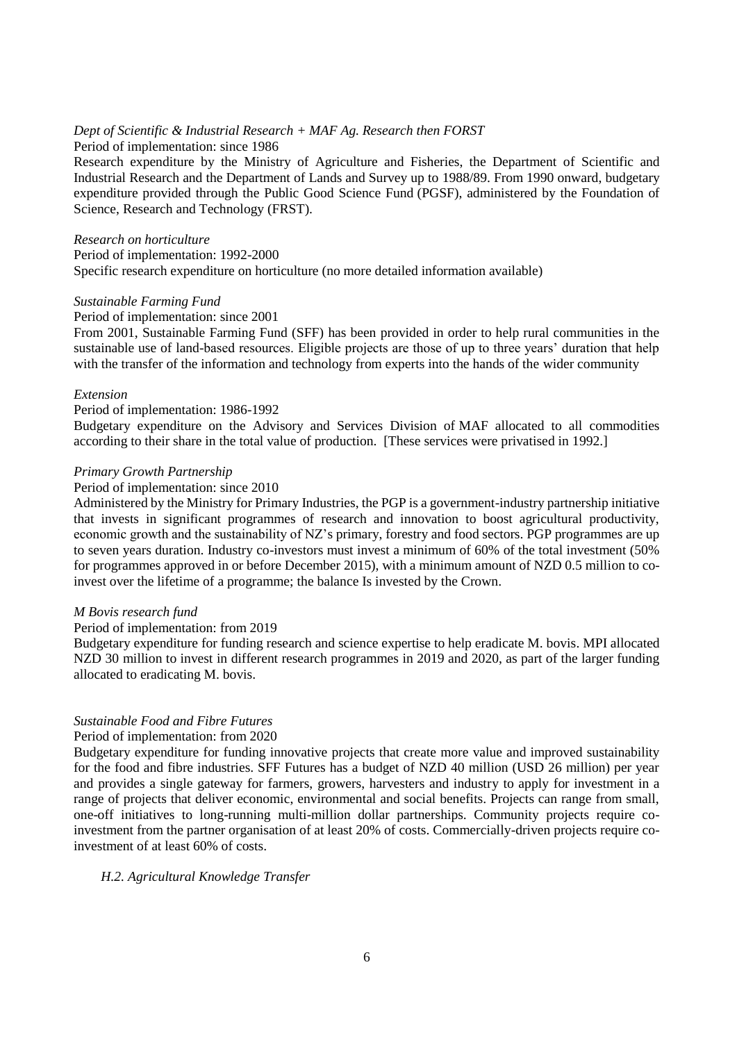*Dept of Scientific & Industrial Research + MAF Ag. Research then FORST*

Period of implementation: since 1986

Research expenditure by the Ministry of Agriculture and Fisheries, the Department of Scientific and Industrial Research and the Department of Lands and Survey up to 1988/89. From 1990 onward, budgetary expenditure provided through the Public Good Science Fund (PGSF), administered by the Foundation of Science, Research and Technology (FRST).

*Research on horticulture*

Period of implementation: 1992-2000

Specific research expenditure on horticulture (no more detailed information available)

*Sustainable Farming Fund*

Period of implementation: since 2001

From 2001, Sustainable Farming Fund (SFF) has been provided in order to help rural communities in the sustainable use of land-based resources. Eligible projects are those of up to three years' duration that help with the transfer of the information and technology from experts into the hands of the wider community

*Extension*

Period of implementation: 1986-1992

Budgetary expenditure on the Advisory and Services Division of MAF allocated to all commodities according to their share in the total value of production. [These services were privatised in 1992.]

*Primary Growth Partnership*

Period of implementation: since 2010

Administered by the Ministry for Primary Industries, the PGP is a government-industry partnership initiative that invests in significant programmes of research and innovation to boost agricultural productivity, economic growth and the sustainability of NZ's primary, forestry and food sectors. PGP programmes are up to seven years duration. Industry co-investors must invest a minimum of 60% of the total investment (50% for programmes approved in or before December 2015), with a minimum amount of NZD 0.5 million to co-invest over the lifetime of a programme; the balance Is invested by the Crown.

*M Bovis research fund*

Period of implementation: from 2019

Budgetary expenditure for funding research and science expertise to help eradicate M. bovis. MPI allocated NZD 30 million to invest in different research programmes in 2019 and 2020, as part of the larger funding allocated to eradicating M. bovis.

*Sustainable Food and Fibre Futures*

Period of implementation: from 2020

Budgetary expenditure for funding innovative projects that create more value and improved sustainability for the food and fibre industries. SFF Futures has a budget of NZD 40 million (USD 26 million) per year and provides a single gateway for farmers, growers, harvesters and industry to apply for investment in a range of projects that deliver economic, environmental and social benefits. Projects can range from small, one-off initiatives to long-running multi-million dollar partnerships. Community projects require co-investment from the partner organisation of at least 20% of costs. Commercially-driven projects require co-investment of at least 60% of costs.

*H.2. Agricultural Knowledge Transfer*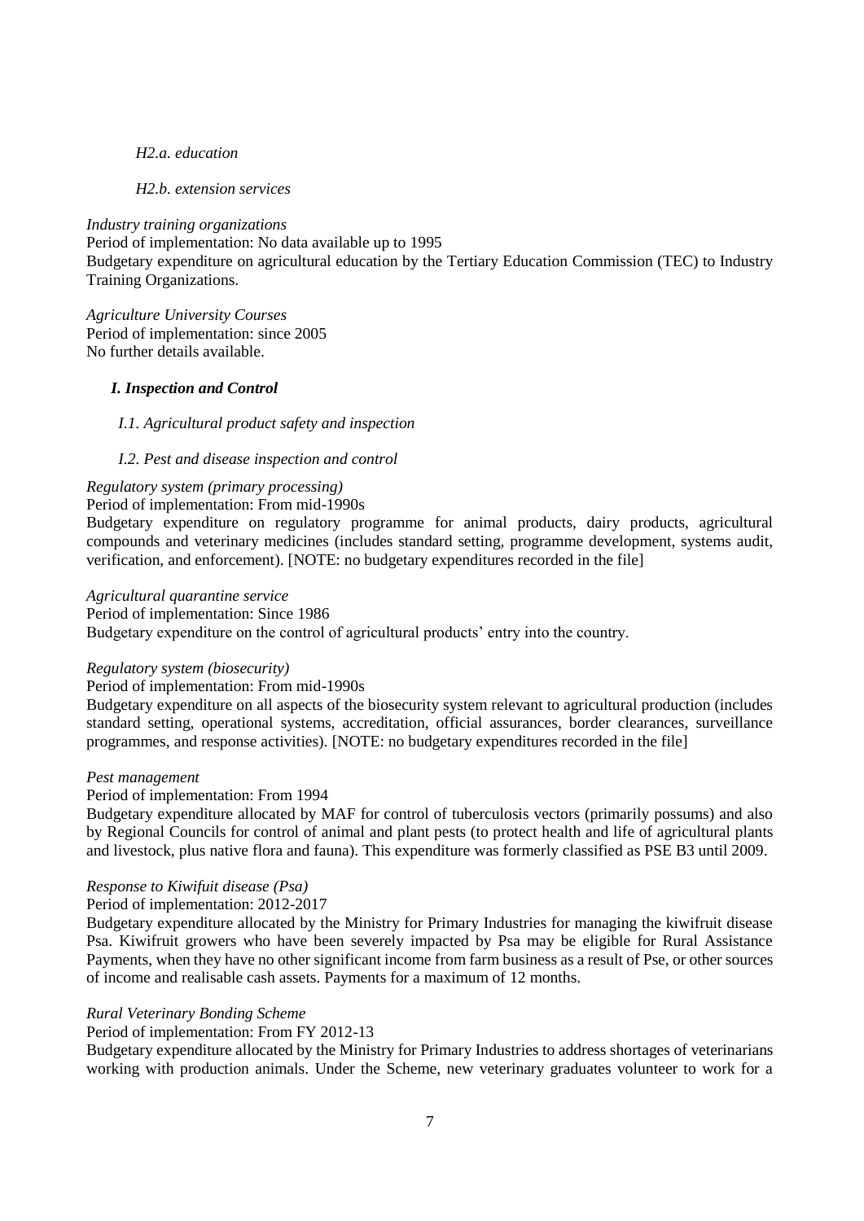*H2.a. education*

*H2.b. extension services*

*Industry training organizations*
Period of implementation: No data available up to 1995
Budgetary expenditure on agricultural education by the Tertiary Education Commission (TEC) to Industry Training Organizations.

*Agriculture University Courses*
Period of implementation: since 2005
No further details available.

### *I. Inspection and Control*

*I.1. Agricultural product safety and inspection*

*I.2. Pest and disease inspection and control*

*Regulatory system (primary processing)*
Period of implementation: From mid-1990s
Budgetary expenditure on regulatory programme for animal products, dairy products, agricultural compounds and veterinary medicines (includes standard setting, programme development, systems audit, verification, and enforcement). [NOTE: no budgetary expenditures recorded in the file]

*Agricultural quarantine service*
Period of implementation: Since 1986
Budgetary expenditure on the control of agricultural products' entry into the country.

*Regulatory system (biosecurity)*
Period of implementation: From mid-1990s
Budgetary expenditure on all aspects of the biosecurity system relevant to agricultural production (includes standard setting, operational systems, accreditation, official assurances, border clearances, surveillance programmes, and response activities). [NOTE: no budgetary expenditures recorded in the file]

*Pest management*
Period of implementation: From 1994
Budgetary expenditure allocated by MAF for control of tuberculosis vectors (primarily possums) and also by Regional Councils for control of animal and plant pests (to protect health and life of agricultural plants and livestock, plus native flora and fauna). This expenditure was formerly classified as PSE B3 until 2009.

*Response to Kiwifuit disease (Psa)*
Period of implementation: 2012-2017
Budgetary expenditure allocated by the Ministry for Primary Industries for managing the kiwifruit disease Psa. Kiwifruit growers who have been severely impacted by Psa may be eligible for Rural Assistance Payments, when they have no other significant income from farm business as a result of Pse, or other sources of income and realisable cash assets. Payments for a maximum of 12 months.

*Rural Veterinary Bonding Scheme*
Period of implementation: From FY 2012-13
Budgetary expenditure allocated by the Ministry for Primary Industries to address shortages of veterinarians working with production animals. Under the Scheme, new veterinary graduates volunteer to work for a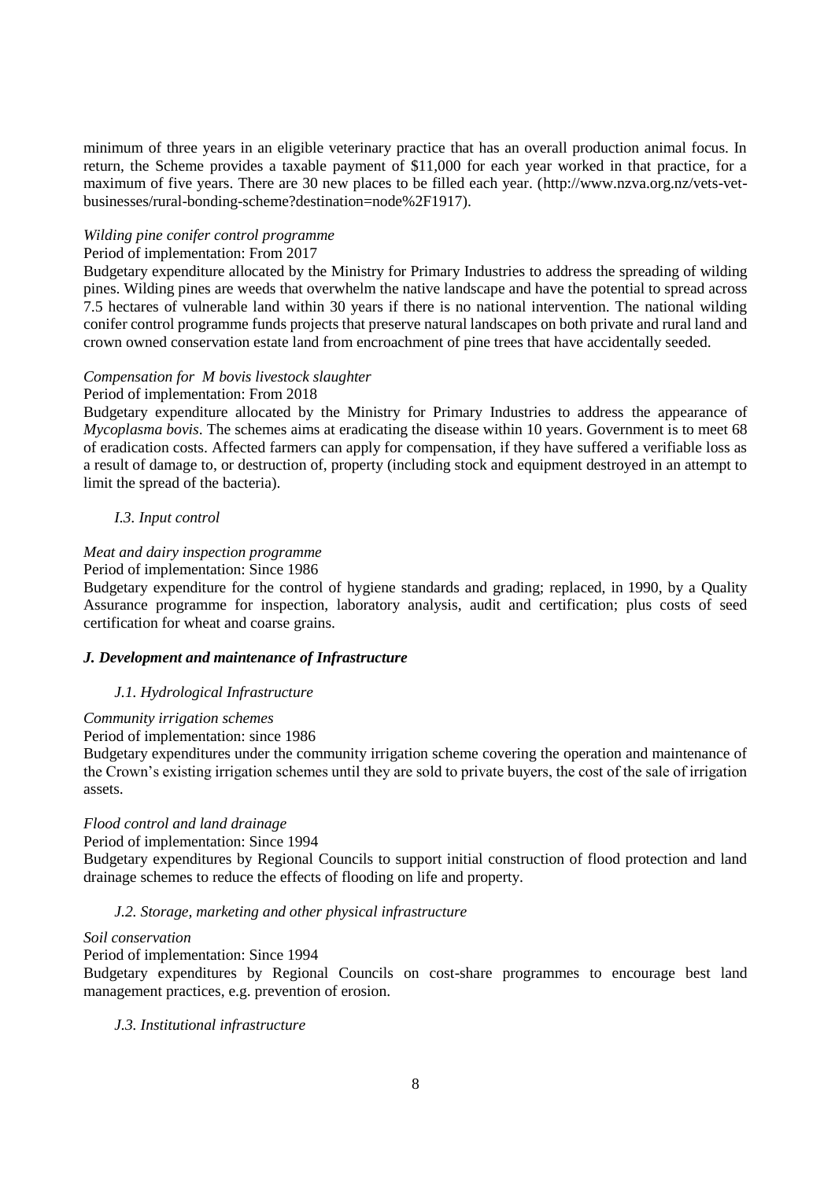minimum of three years in an eligible veterinary practice that has an overall production animal focus. In return, the Scheme provides a taxable payment of $11,000 for each year worked in that practice, for a maximum of five years. There are 30 new places to be filled each year. (http://www.nzva.org.nz/vets-vet-businesses/rural-bonding-scheme?destination=node%2F1917).

*Wilding pine conifer control programme*

Period of implementation: From 2017

Budgetary expenditure allocated by the Ministry for Primary Industries to address the spreading of wilding pines. Wilding pines are weeds that overwhelm the native landscape and have the potential to spread across 7.5 hectares of vulnerable land within 30 years if there is no national intervention. The national wilding conifer control programme funds projects that preserve natural landscapes on both private and rural land and crown owned conservation estate land from encroachment of pine trees that have accidentally seeded.

*Compensation for M bovis livestock slaughter*

Period of implementation: From 2018

Budgetary expenditure allocated by the Ministry for Primary Industries to address the appearance of *Mycoplasma bovis*. The schemes aims at eradicating the disease within 10 years. Government is to meet 68 of eradication costs. Affected farmers can apply for compensation, if they have suffered a verifiable loss as a result of damage to, or destruction of, property (including stock and equipment destroyed in an attempt to limit the spread of the bacteria).

*I.3. Input control*

*Meat and dairy inspection programme*

Period of implementation: Since 1986

Budgetary expenditure for the control of hygiene standards and grading; replaced, in 1990, by a Quality Assurance programme for inspection, laboratory analysis, audit and certification; plus costs of seed certification for wheat and coarse grains.

### *J. Development and maintenance of Infrastructure*

*J.1. Hydrological Infrastructure*

*Community irrigation schemes*

Period of implementation: since 1986

Budgetary expenditures under the community irrigation scheme covering the operation and maintenance of the Crown's existing irrigation schemes until they are sold to private buyers, the cost of the sale of irrigation assets.

*Flood control and land drainage*

Period of implementation: Since 1994

Budgetary expenditures by Regional Councils to support initial construction of flood protection and land drainage schemes to reduce the effects of flooding on life and property.

*J.2. Storage, marketing and other physical infrastructure*

*Soil conservation*

Period of implementation: Since 1994

Budgetary expenditures by Regional Councils on cost-share programmes to encourage best land management practices, e.g. prevention of erosion.

*J.3. Institutional infrastructure*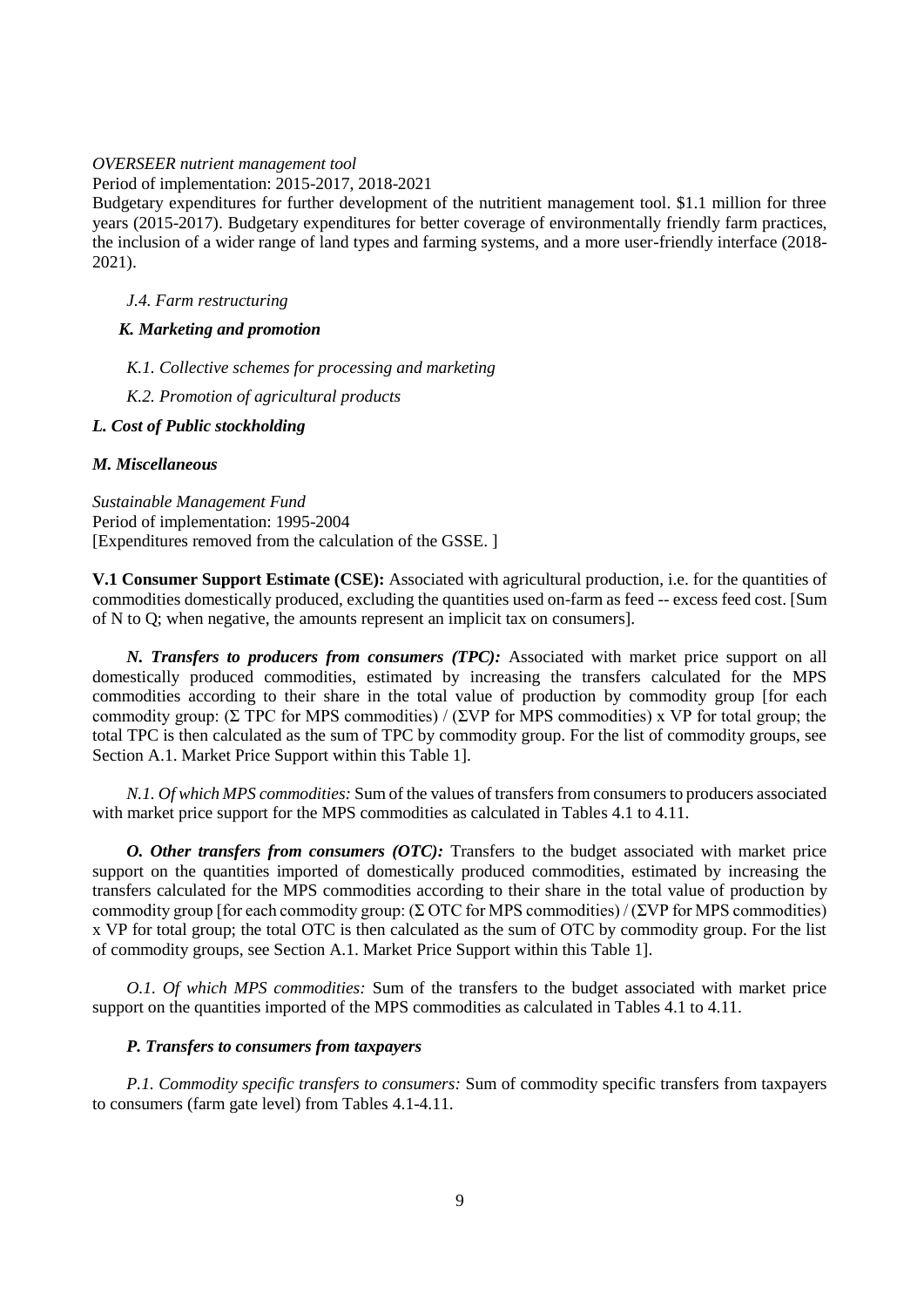*OVERSEER nutrient management tool*

Period of implementation: 2015-2017, 2018-2021

Budgetary expenditures for further development of the nutritient management tool. $1.1 million for three years (2015-2017). Budgetary expenditures for better coverage of environmentally friendly farm practices, the inclusion of a wider range of land types and farming systems, and a more user-friendly interface (2018-2021).

*J.4. Farm restructuring*

***K. Marketing and promotion***

*K.1. Collective schemes for processing and marketing*

*K.2. Promotion of agricultural products*

***L. Cost of Public stockholding***

***M. Miscellaneous***

*Sustainable Management Fund*
Period of implementation: 1995-2004
[Expenditures removed from the calculation of the GSSE. ]

**V.1 Consumer Support Estimate (CSE):** Associated with agricultural production, i.e. for the quantities of commodities domestically produced, excluding the quantities used on-farm as feed -- excess feed cost. [Sum of N to Q; when negative, the amounts represent an implicit tax on consumers].

***N. Transfers to producers from consumers (TPC):*** Associated with market price support on all domestically produced commodities, estimated by increasing the transfers calculated for the MPS commodities according to their share in the total value of production by commodity group [for each commodity group: (Σ TPC for MPS commodities) / (ΣVP for MPS commodities) x VP for total group; the total TPC is then calculated as the sum of TPC by commodity group. For the list of commodity groups, see Section A.1. Market Price Support within this Table 1].

*N.1. Of which MPS commodities:* Sum of the values of transfers from consumers to producers associated with market price support for the MPS commodities as calculated in Tables 4.1 to 4.11.

***O. Other transfers from consumers (OTC):*** Transfers to the budget associated with market price support on the quantities imported of domestically produced commodities, estimated by increasing the transfers calculated for the MPS commodities according to their share in the total value of production by commodity group [for each commodity group: (Σ OTC for MPS commodities) / (ΣVP for MPS commodities) x VP for total group; the total OTC is then calculated as the sum of OTC by commodity group. For the list of commodity groups, see Section A.1. Market Price Support within this Table 1].

*O.1. Of which MPS commodities:* Sum of the transfers to the budget associated with market price support on the quantities imported of the MPS commodities as calculated in Tables 4.1 to 4.11.

***P. Transfers to consumers from taxpayers***

*P.1. Commodity specific transfers to consumers:* Sum of commodity specific transfers from taxpayers to consumers (farm gate level) from Tables 4.1-4.11.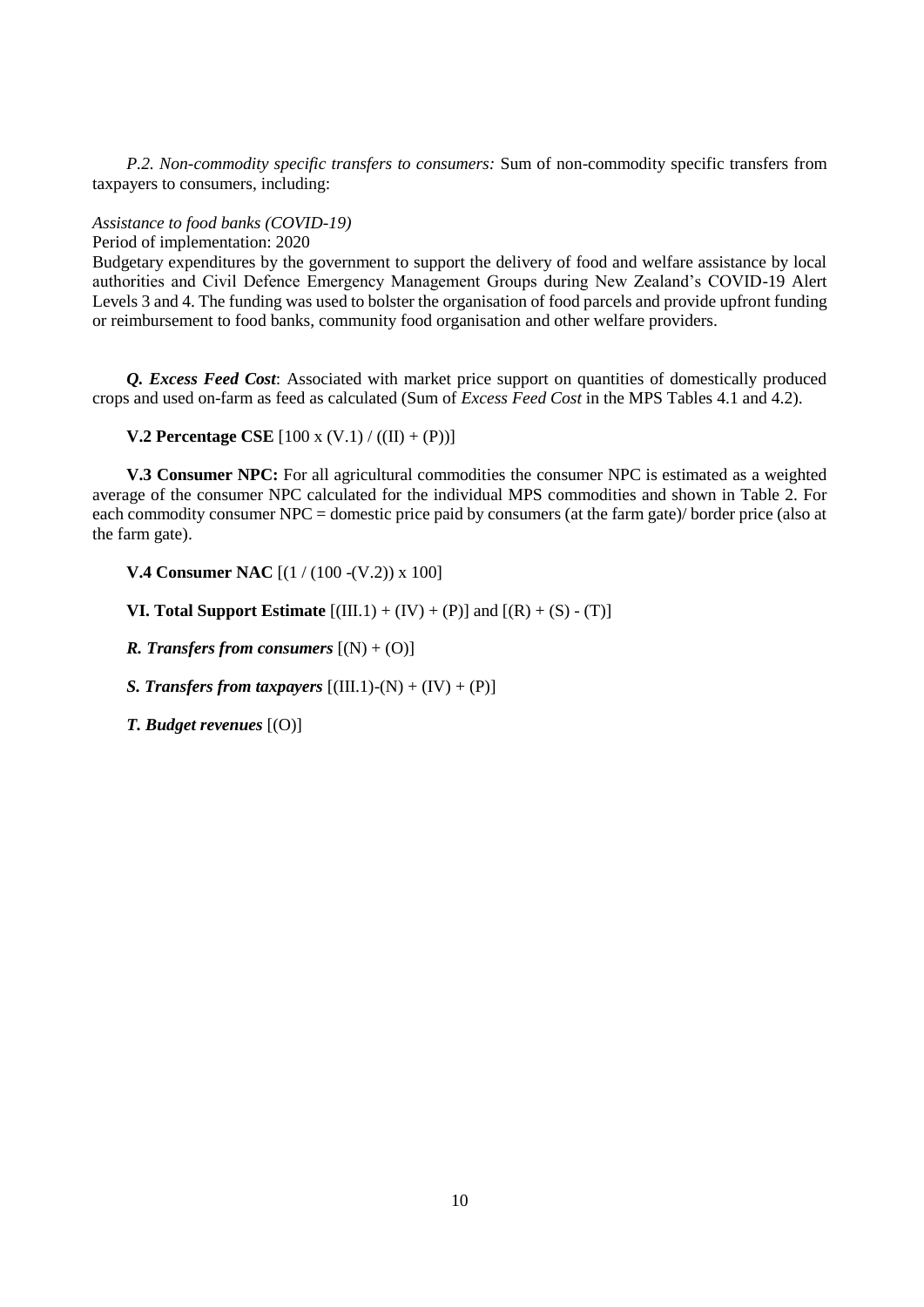*P.2. Non-commodity specific transfers to consumers:* Sum of non-commodity specific transfers from taxpayers to consumers, including:

*Assistance to food banks (COVID-19)*
Period of implementation: 2020
Budgetary expenditures by the government to support the delivery of food and welfare assistance by local authorities and Civil Defence Emergency Management Groups during New Zealand's COVID-19 Alert Levels 3 and 4. The funding was used to bolster the organisation of food parcels and provide upfront funding or reimbursement to food banks, community food organisation and other welfare providers.

***Q. Excess Feed Cost***: Associated with market price support on quantities of domestically produced crops and used on-farm as feed as calculated (Sum of *Excess Feed Cost* in the MPS Tables 4.1 and 4.2).

**V.2 Percentage CSE** [100 x (V.1) / ((II) + (P))]

**V.3 Consumer NPC:** For all agricultural commodities the consumer NPC is estimated as a weighted average of the consumer NPC calculated for the individual MPS commodities and shown in Table 2. For each commodity consumer NPC = domestic price paid by consumers (at the farm gate)/ border price (also at the farm gate).

**V.4 Consumer NAC** [(1 / (100 -(V.2)) x 100]

**VI. Total Support Estimate** [(III.1) + (IV) + (P)] and [(R) + (S) - (T)]

***R. Transfers from consumers*** [(N) + (O)]

***S. Transfers from taxpayers*** [(III.1)-(N) + (IV) + (P)]

***T. Budget revenues*** [(O)]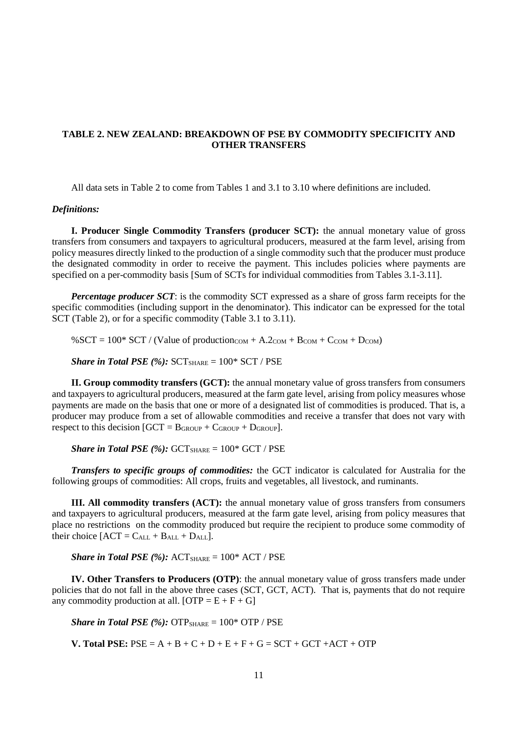**TABLE 2. NEW ZEALAND: BREAKDOWN OF PSE BY COMMODITY SPECIFICITY AND OTHER TRANSFERS**

All data sets in Table 2 to come from Tables 1 and 3.1 to 3.10 where definitions are included.

***Definitions:***

**I. Producer Single Commodity Transfers (producer SCT):** the annual monetary value of gross transfers from consumers and taxpayers to agricultural producers, measured at the farm level, arising from policy measures directly linked to the production of a single commodity such that the producer must produce the designated commodity in order to receive the payment. This includes policies where payments are specified on a per-commodity basis [Sum of SCTs for individual commodities from Tables 3.1-3.11].

***Percentage producer SCT***: is the commodity SCT expressed as a share of gross farm receipts for the specific commodities (including support in the denominator). This indicator can be expressed for the total SCT (Table 2), or for a specific commodity (Table 3.1 to 3.11).

$\%SCT = 100 * SCT / (\text{Value of production}_{COM} + A.2_{COM} + B_{COM} + C_{COM} + D_{COM})$

***Share in Total PSE (%):*** $SCT_{SHARE} = 100 * SCT / PSE$

**II. Group commodity transfers (GCT):** the annual monetary value of gross transfers from consumers and taxpayers to agricultural producers, measured at the farm gate level, arising from policy measures whose payments are made on the basis that one or more of a designated list of commodities is produced. That is, a producer may produce from a set of allowable commodities and receive a transfer that does not vary with respect to this decision [$GCT = B_{GROUP} + C_{GROUP} + D_{GROUP}$].

***Share in Total PSE (%):*** $GCT_{SHARE} = 100 * GCT / PSE$

***Transfers to specific groups of commodities:*** the GCT indicator is calculated for Australia for the following groups of commodities: All crops, fruits and vegetables, all livestock, and ruminants.

**III. All commodity transfers (ACT):** the annual monetary value of gross transfers from consumers and taxpayers to agricultural producers, measured at the farm gate level, arising from policy measures that place no restrictions on the commodity produced but require the recipient to produce some commodity of their choice [$ACT = C_{ALL} + B_{ALL} + D_{ALL}$].

***Share in Total PSE (%):*** $ACT_{SHARE} = 100 * ACT / PSE$

**IV. Other Transfers to Producers (OTP)**: the annual monetary value of gross transfers made under policies that do not fall in the above three cases (SCT, GCT, ACT). That is, payments that do not require any commodity production at all. [$OTP = E + F + G$]

***Share in Total PSE (%):*** $OTP_{SHARE} = 100 * OTP / PSE$

**V. Total PSE:** $PSE = A + B + C + D + E + F + G = SCT + GCT + ACT + OTP$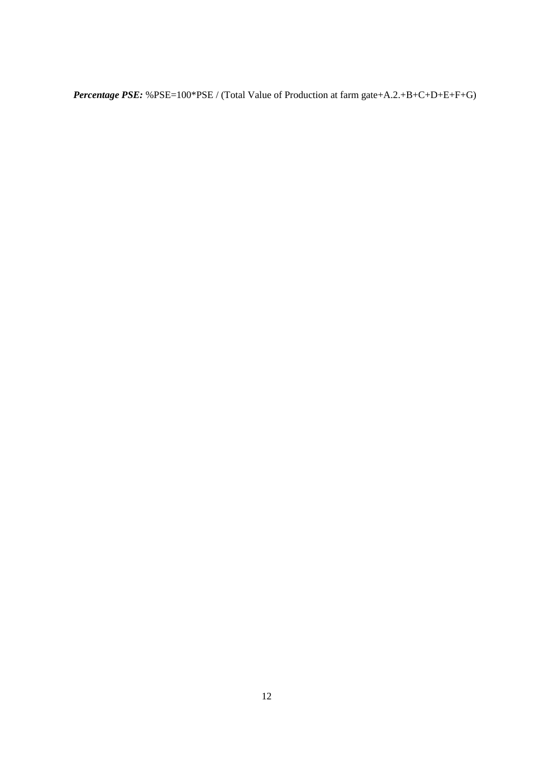***Percentage PSE:*** %PSE=100*PSE / (Total Value of Production at farm gate+A.2.+B+C+D+E+F+G)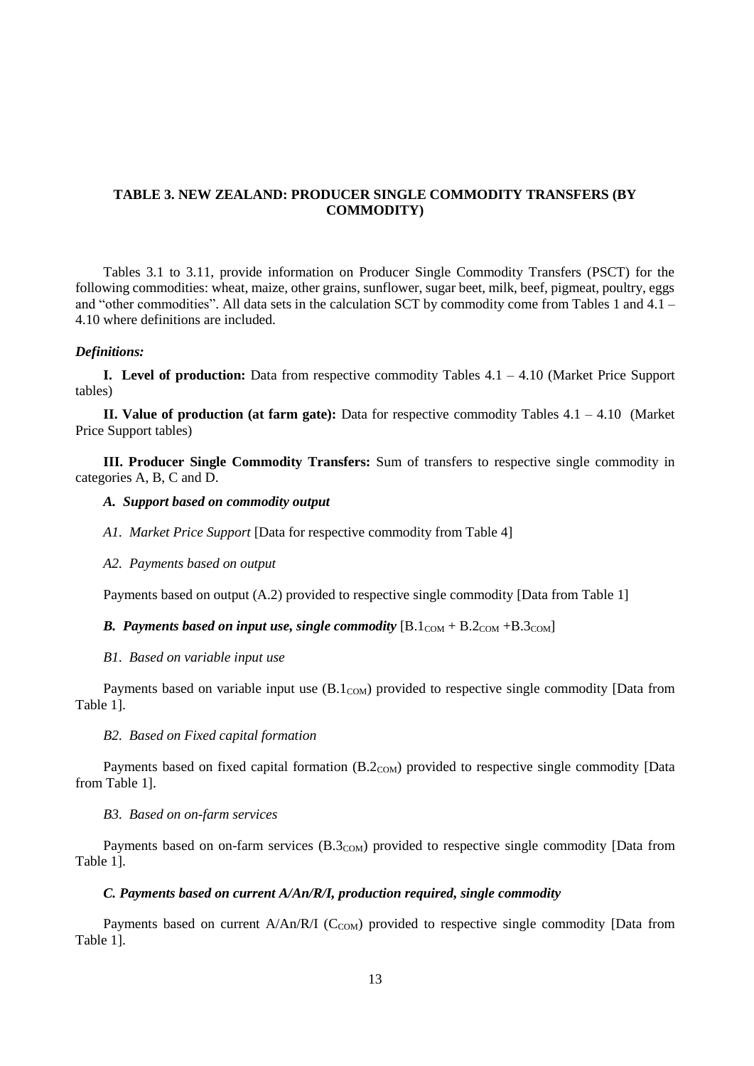## TABLE 3. NEW ZEALAND: PRODUCER SINGLE COMMODITY TRANSFERS (BY COMMODITY)

Tables 3.1 to 3.11, provide information on Producer Single Commodity Transfers (PSCT) for the following commodities: wheat, maize, other grains, sunflower, sugar beet, milk, beef, pigmeat, poultry, eggs and "other commodities". All data sets in the calculation SCT by commodity come from Tables 1 and 4.1 – 4.10 where definitions are included.

***Definitions:***

**I. Level of production:** Data from respective commodity Tables 4.1 – 4.10 (Market Price Support tables)

**II. Value of production (at farm gate):** Data for respective commodity Tables 4.1 – 4.10 (Market Price Support tables)

**III. Producer Single Commodity Transfers:** Sum of transfers to respective single commodity in categories A, B, C and D.

***A. Support based on commodity output***

*A1. Market Price Support* [Data for respective commodity from Table 4]

*A2. Payments based on output*

Payments based on output (A.2) provided to respective single commodity [Data from Table 1]

***B. Payments based on input use, single commodity*** [$B.1_{COM}$ + $B.2_{COM}$ +$B.3_{COM}$]

*B1. Based on variable input use*

Payments based on variable input use ($B.1_{COM}$) provided to respective single commodity [Data from Table 1].

*B2. Based on Fixed capital formation*

Payments based on fixed capital formation ($B.2_{COM}$) provided to respective single commodity [Data from Table 1].

*B3. Based on on-farm services*

Payments based on on-farm services ($B.3_{COM}$) provided to respective single commodity [Data from Table 1].

***C. Payments based on current A/An/R/I, production required, single commodity***

Payments based on current A/An/R/I ($C_{COM}$) provided to respective single commodity [Data from Table 1].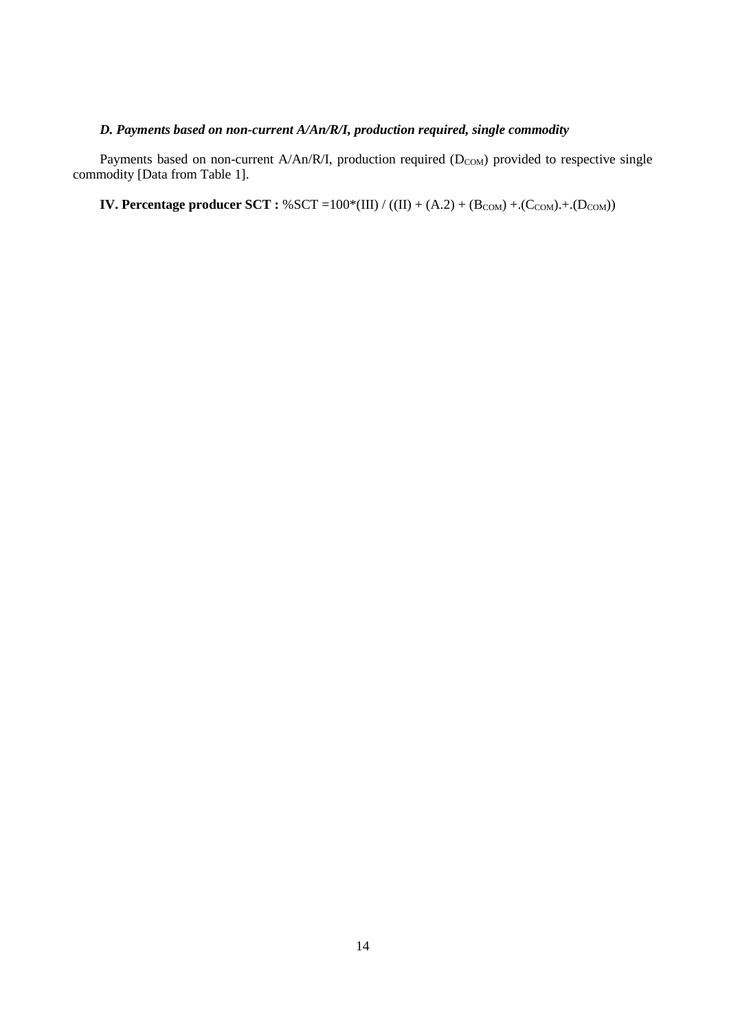### *D. Payments based on non-current A/An/R/I, production required, single commodity*

Payments based on non-current A/An/R/I, production required ($D_{COM}$) provided to respective single commodity [Data from Table 1].

**IV. Percentage producer SCT :** %SCT =100*(III) / ((II) + (A.2) + ($B_{COM}$) +.($C_{COM}$).+.($D_{COM}$))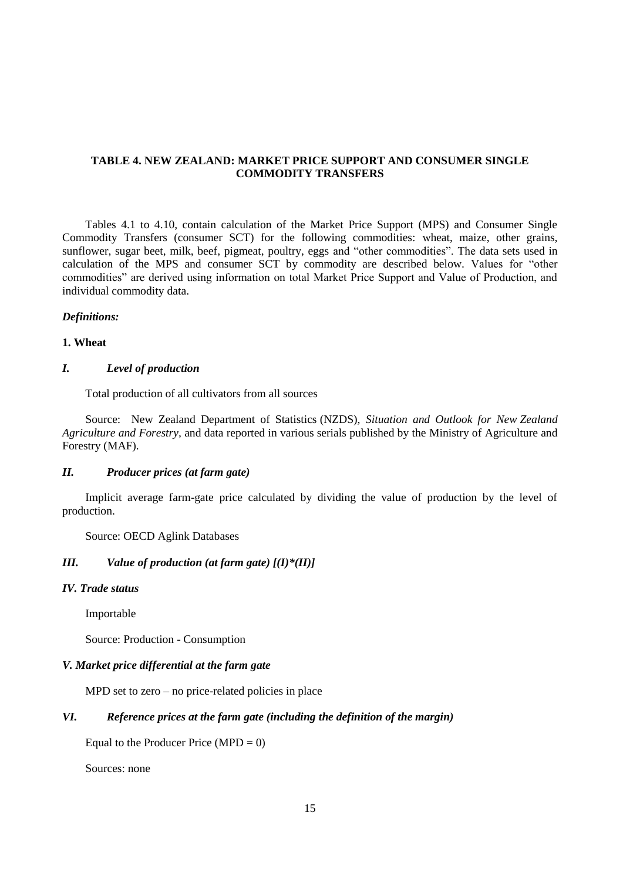## TABLE 4. NEW ZEALAND: MARKET PRICE SUPPORT AND CONSUMER SINGLE COMMODITY TRANSFERS

Tables 4.1 to 4.10, contain calculation of the Market Price Support (MPS) and Consumer Single Commodity Transfers (consumer SCT) for the following commodities: wheat, maize, other grains, sunflower, sugar beet, milk, beef, pigmeat, poultry, eggs and "other commodities". The data sets used in calculation of the MPS and consumer SCT by commodity are described below. Values for "other commodities" are derived using information on total Market Price Support and Value of Production, and individual commodity data.

***Definitions:***

**1. Wheat**

#### *I. Level of production*

Total production of all cultivators from all sources

Source: New Zealand Department of Statistics (NZDS), *Situation and Outlook for New Zealand Agriculture and Forestry*, and data reported in various serials published by the Ministry of Agriculture and Forestry (MAF).

#### *II. Producer prices (at farm gate)*

Implicit average farm-gate price calculated by dividing the value of production by the level of production.

Source: OECD Aglink Databases

#### *III. Value of production (at farm gate) [(I)*(II)]*

#### *IV. Trade status*

Importable

Source: Production - Consumption

#### *V. Market price differential at the farm gate*

MPD set to zero – no price-related policies in place

#### *VI. Reference prices at the farm gate (including the definition of the margin)*

Equal to the Producer Price (MPD = 0)

Sources: none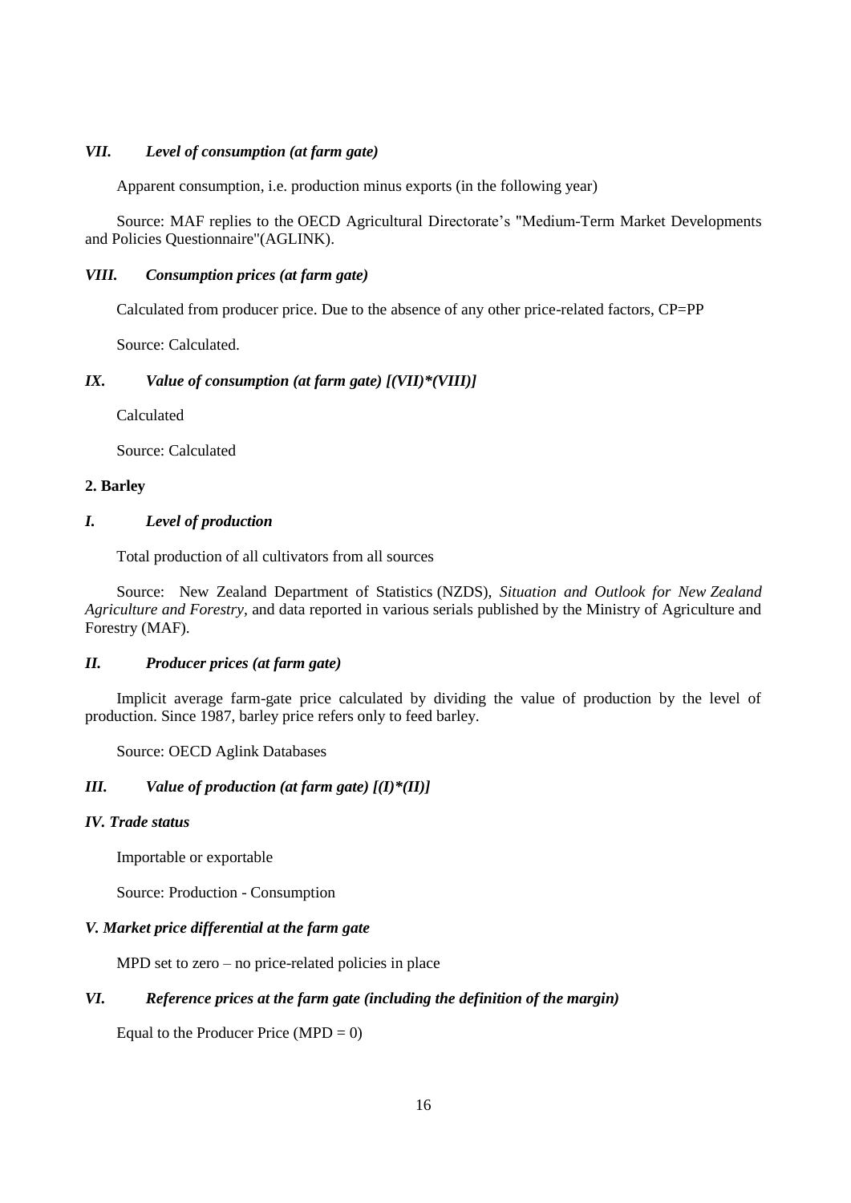### *VII. Level of consumption (at farm gate)*

Apparent consumption, i.e. production minus exports (in the following year)

Source: MAF replies to the OECD Agricultural Directorate's "Medium-Term Market Developments and Policies Questionnaire"(AGLINK).

### *VIII. Consumption prices (at farm gate)*

Calculated from producer price. Due to the absence of any other price-related factors, CP=PP

Source: Calculated.

### *IX. Value of consumption (at farm gate) [(VII)*(VIII)]*

Calculated

Source: Calculated

## 2. Barley

### *I. Level of production*

Total production of all cultivators from all sources

Source: New Zealand Department of Statistics (NZDS), *Situation and Outlook for New Zealand Agriculture and Forestry*, and data reported in various serials published by the Ministry of Agriculture and Forestry (MAF).

### *II. Producer prices (at farm gate)*

Implicit average farm-gate price calculated by dividing the value of production by the level of production. Since 1987, barley price refers only to feed barley.

Source: OECD Aglink Databases

### *III. Value of production (at farm gate) [(I)*(II)]*

### *IV. Trade status*

Importable or exportable

Source: Production - Consumption

### *V. Market price differential at the farm gate*

MPD set to zero – no price-related policies in place

### *VI. Reference prices at the farm gate (including the definition of the margin)*

Equal to the Producer Price (MPD = 0)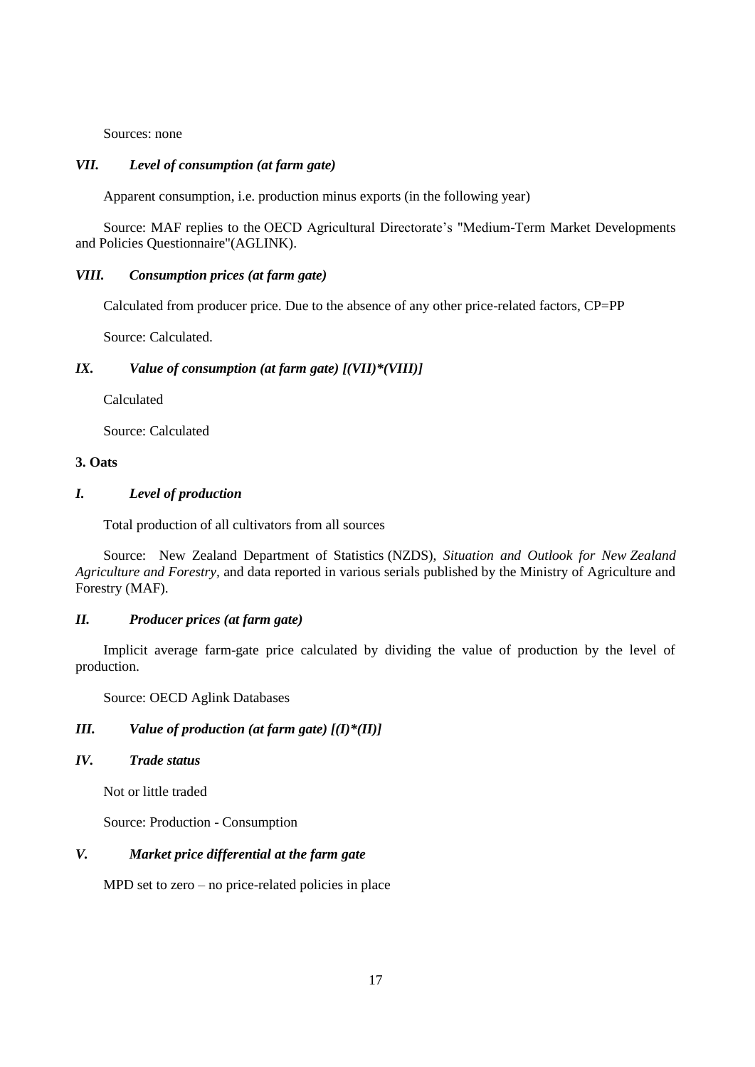Sources: none

### *VII. Level of consumption (at farm gate)*

Apparent consumption, i.e. production minus exports (in the following year)

Source: MAF replies to the OECD Agricultural Directorate's "Medium-Term Market Developments and Policies Questionnaire"(AGLINK).

### *VIII. Consumption prices (at farm gate)*

Calculated from producer price. Due to the absence of any other price-related factors, CP=PP

Source: Calculated.

### *IX. Value of consumption (at farm gate) [(VII)*(VIII)]*

Calculated

Source: Calculated

## 3. Oats

### *I. Level of production*

Total production of all cultivators from all sources

Source: New Zealand Department of Statistics (NZDS), *Situation and Outlook for New Zealand Agriculture and Forestry*, and data reported in various serials published by the Ministry of Agriculture and Forestry (MAF).

### *II. Producer prices (at farm gate)*

Implicit average farm-gate price calculated by dividing the value of production by the level of production.

Source: OECD Aglink Databases

### *III. Value of production (at farm gate) [(I)*(II)]*

### *IV. Trade status*

Not or little traded

Source: Production - Consumption

### *V. Market price differential at the farm gate*

MPD set to zero – no price-related policies in place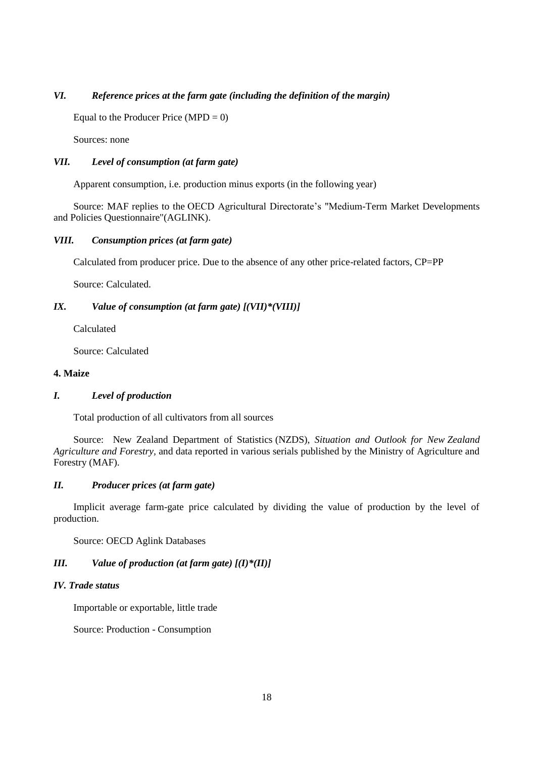### *VI. Reference prices at the farm gate (including the definition of the margin)*

Equal to the Producer Price (MPD = 0)

Sources: none

### *VII. Level of consumption (at farm gate)*

Apparent consumption, i.e. production minus exports (in the following year)

Source: MAF replies to the OECD Agricultural Directorate's "Medium-Term Market Developments and Policies Questionnaire"(AGLINK).

### *VIII. Consumption prices (at farm gate)*

Calculated from producer price. Due to the absence of any other price-related factors, CP=PP

Source: Calculated.

### *IX. Value of consumption (at farm gate) [(VII)*(VIII)]*

Calculated

Source: Calculated

## 4. Maize

### *I. Level of production*

Total production of all cultivators from all sources

Source: New Zealand Department of Statistics (NZDS), *Situation and Outlook for New Zealand Agriculture and Forestry*, and data reported in various serials published by the Ministry of Agriculture and Forestry (MAF).

### *II. Producer prices (at farm gate)*

Implicit average farm-gate price calculated by dividing the value of production by the level of production.

Source: OECD Aglink Databases

### *III. Value of production (at farm gate) [(I)*(II)]*

### *IV. Trade status*

Importable or exportable, little trade

Source: Production - Consumption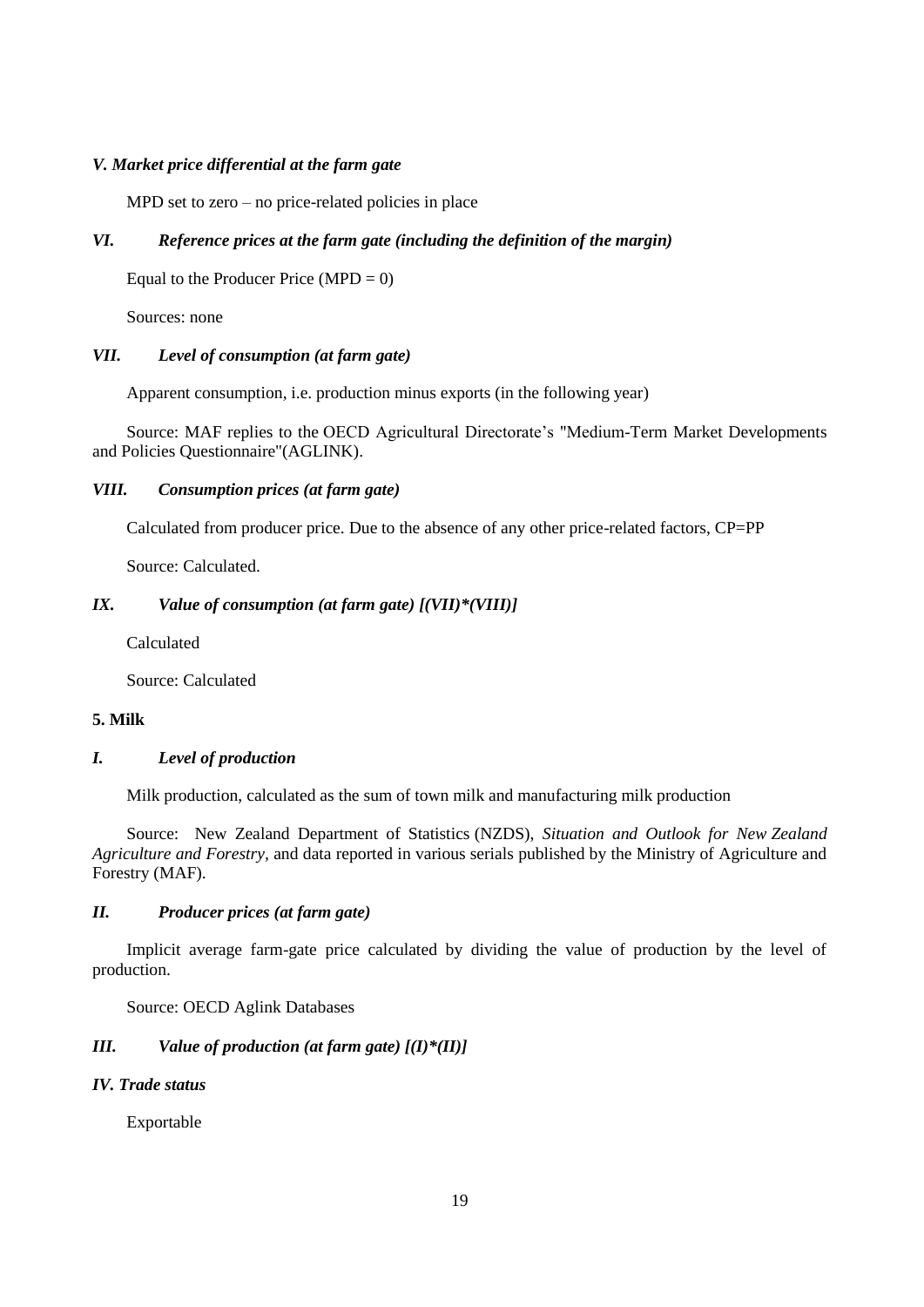### *V. Market price differential at the farm gate*

MPD set to zero – no price-related policies in place

### *VI. Reference prices at the farm gate (including the definition of the margin)*

Equal to the Producer Price (MPD = 0)

Sources: none

### *VII. Level of consumption (at farm gate)*

Apparent consumption, i.e. production minus exports (in the following year)

Source: MAF replies to the OECD Agricultural Directorate's "Medium-Term Market Developments and Policies Questionnaire"(AGLINK).

### *VIII. Consumption prices (at farm gate)*

Calculated from producer price. Due to the absence of any other price-related factors, CP=PP

Source: Calculated.

### *IX. Value of consumption (at farm gate) [(VII)*(VIII)]*

Calculated

Source: Calculated

## **5. Milk**

### *I. Level of production*

Milk production, calculated as the sum of town milk and manufacturing milk production

Source: New Zealand Department of Statistics (NZDS), *Situation and Outlook for New Zealand Agriculture and Forestry*, and data reported in various serials published by the Ministry of Agriculture and Forestry (MAF).

### *II. Producer prices (at farm gate)*

Implicit average farm-gate price calculated by dividing the value of production by the level of production.

Source: OECD Aglink Databases

### *III. Value of production (at farm gate) [(I)*(II)]*

### *IV. Trade status*

Exportable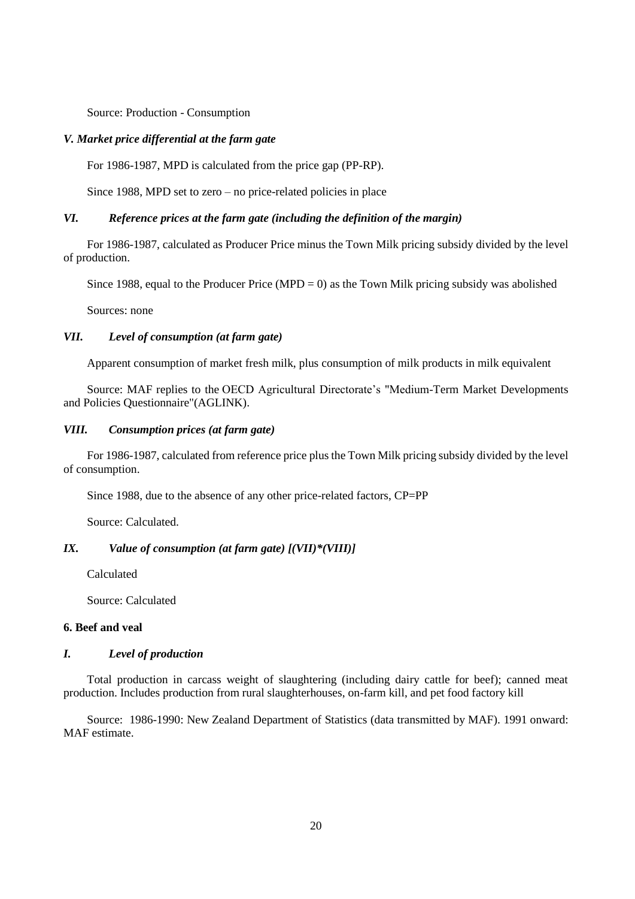Source: Production - Consumption

### *V. Market price differential at the farm gate*

For 1986-1987, MPD is calculated from the price gap (PP-RP).

Since 1988, MPD set to zero – no price-related policies in place

### *VI. Reference prices at the farm gate (including the definition of the margin)*

For 1986-1987, calculated as Producer Price minus the Town Milk pricing subsidy divided by the level of production.

Since 1988, equal to the Producer Price (MPD = 0) as the Town Milk pricing subsidy was abolished

Sources: none

### *VII. Level of consumption (at farm gate)*

Apparent consumption of market fresh milk, plus consumption of milk products in milk equivalent

Source: MAF replies to the OECD Agricultural Directorate's "Medium-Term Market Developments and Policies Questionnaire"(AGLINK).

### *VIII. Consumption prices (at farm gate)*

For 1986-1987, calculated from reference price plus the Town Milk pricing subsidy divided by the level of consumption.

Since 1988, due to the absence of any other price-related factors, CP=PP

Source: Calculated.

### *IX. Value of consumption (at farm gate) [(VII)*(VIII)]*

Calculated

Source: Calculated

## 6. Beef and veal

### *I. Level of production*

Total production in carcass weight of slaughtering (including dairy cattle for beef); canned meat production. Includes production from rural slaughterhouses, on-farm kill, and pet food factory kill

Source: 1986-1990: New Zealand Department of Statistics (data transmitted by MAF). 1991 onward: MAF estimate.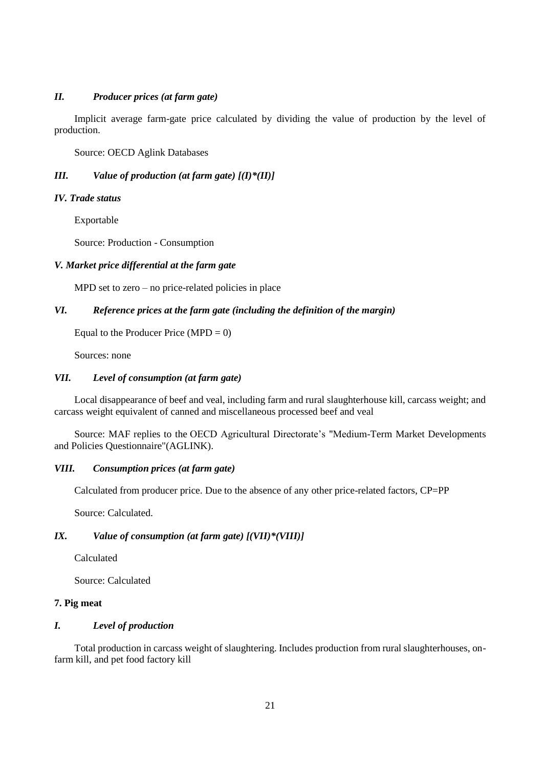### *II. Producer prices (at farm gate)*

Implicit average farm-gate price calculated by dividing the value of production by the level of production.

Source: OECD Aglink Databases

### *III. Value of production (at farm gate) [(I)*(II)]*

### *IV. Trade status*

Exportable

Source: Production - Consumption

### *V. Market price differential at the farm gate*

MPD set to zero – no price-related policies in place

### *VI. Reference prices at the farm gate (including the definition of the margin)*

Equal to the Producer Price (MPD = 0)

Sources: none

### *VII. Level of consumption (at farm gate)*

Local disappearance of beef and veal, including farm and rural slaughterhouse kill, carcass weight; and carcass weight equivalent of canned and miscellaneous processed beef and veal

Source: MAF replies to the OECD Agricultural Directorate's "Medium-Term Market Developments and Policies Questionnaire"(AGLINK).

### *VIII. Consumption prices (at farm gate)*

Calculated from producer price. Due to the absence of any other price-related factors, CP=PP

Source: Calculated.

### *IX. Value of consumption (at farm gate) [(VII)*(VIII)]*

Calculated

Source: Calculated

## 7. Pig meat

### *I. Level of production*

Total production in carcass weight of slaughtering. Includes production from rural slaughterhouses, on-farm kill, and pet food factory kill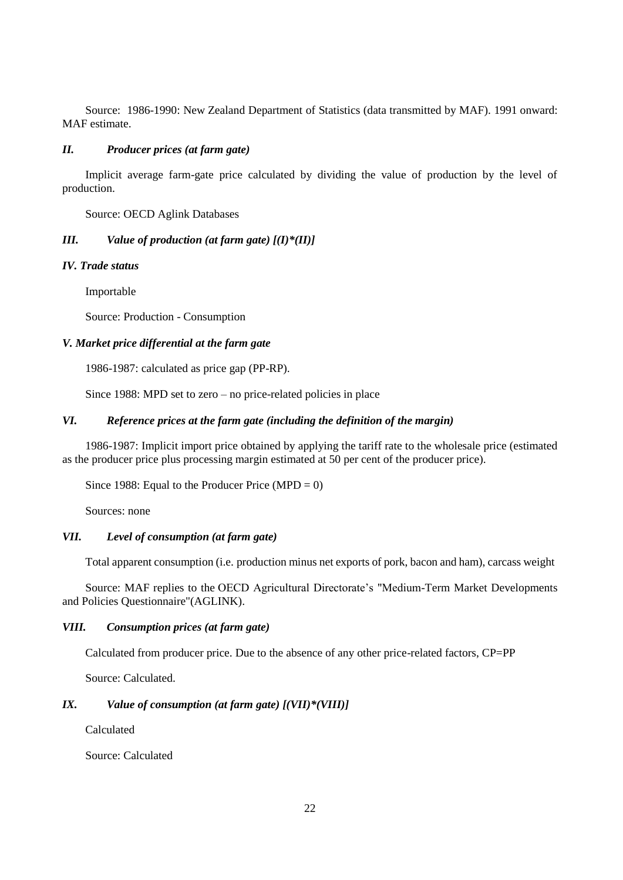Source: 1986-1990: New Zealand Department of Statistics (data transmitted by MAF). 1991 onward: MAF estimate.

### *II. Producer prices (at farm gate)*

Implicit average farm-gate price calculated by dividing the value of production by the level of production.

Source: OECD Aglink Databases

### *III. Value of production (at farm gate) [(I)*(II)]*

### *IV. Trade status*

Importable

Source: Production - Consumption

### *V. Market price differential at the farm gate*

1986-1987: calculated as price gap (PP-RP).

Since 1988: MPD set to zero – no price-related policies in place

### *VI. Reference prices at the farm gate (including the definition of the margin)*

1986-1987: Implicit import price obtained by applying the tariff rate to the wholesale price (estimated as the producer price plus processing margin estimated at 50 per cent of the producer price).

Since 1988: Equal to the Producer Price (MPD = 0)

Sources: none

### *VII. Level of consumption (at farm gate)*

Total apparent consumption (i.e. production minus net exports of pork, bacon and ham), carcass weight

Source: MAF replies to the OECD Agricultural Directorate's "Medium-Term Market Developments and Policies Questionnaire"(AGLINK).

### *VIII. Consumption prices (at farm gate)*

Calculated from producer price. Due to the absence of any other price-related factors, CP=PP

Source: Calculated.

### *IX. Value of consumption (at farm gate) [(VII)*(VIII)]*

Calculated

Source: Calculated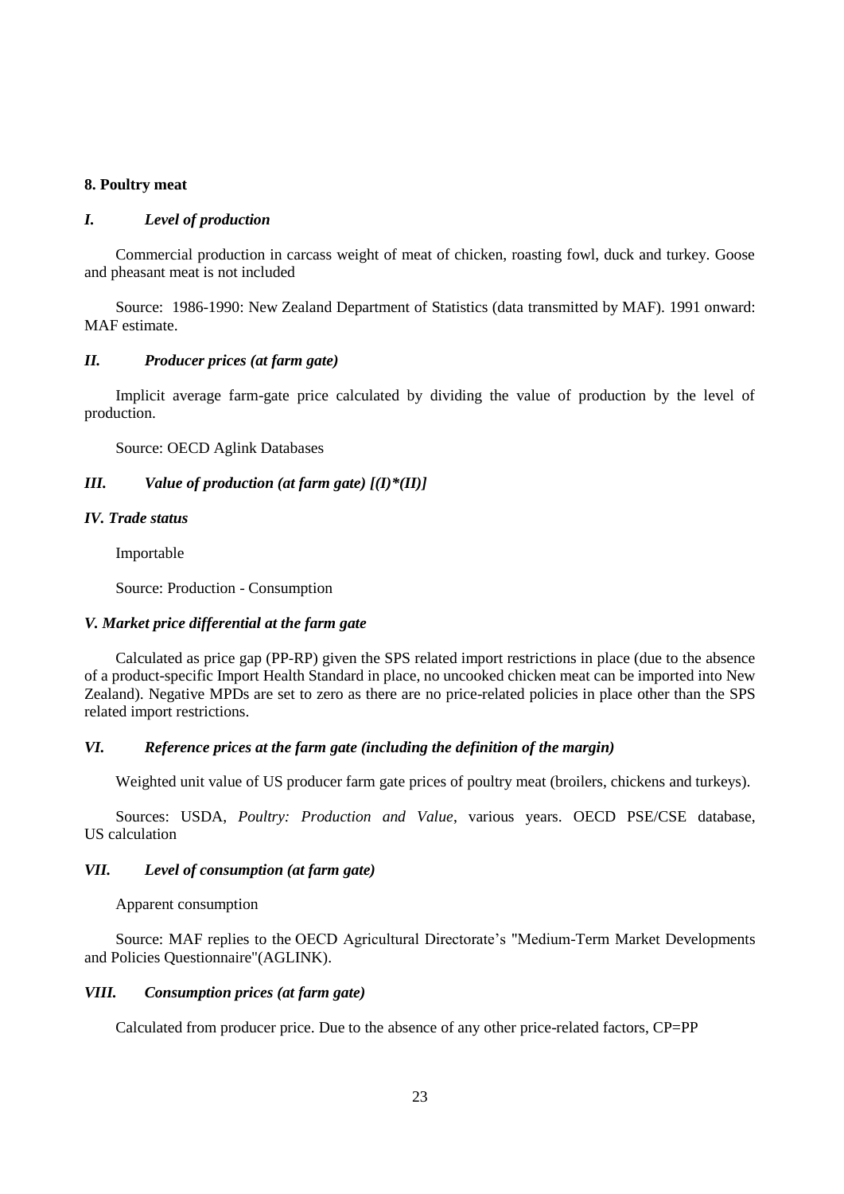**8. Poultry meat**

### *I. Level of production*

Commercial production in carcass weight of meat of chicken, roasting fowl, duck and turkey. Goose and pheasant meat is not included

Source: 1986-1990: New Zealand Department of Statistics (data transmitted by MAF). 1991 onward: MAF estimate.

### *II. Producer prices (at farm gate)*

Implicit average farm-gate price calculated by dividing the value of production by the level of production.

Source: OECD Aglink Databases

### *III. Value of production (at farm gate) [(I)*(II)]*

### *IV. Trade status*

Importable

Source: Production - Consumption

### *V. Market price differential at the farm gate*

Calculated as price gap (PP-RP) given the SPS related import restrictions in place (due to the absence of a product-specific Import Health Standard in place, no uncooked chicken meat can be imported into New Zealand). Negative MPDs are set to zero as there are no price-related policies in place other than the SPS related import restrictions.

### *VI. Reference prices at the farm gate (including the definition of the margin)*

Weighted unit value of US producer farm gate prices of poultry meat (broilers, chickens and turkeys).

Sources: USDA, *Poultry: Production and Value*, various years. OECD PSE/CSE database, US calculation

### *VII. Level of consumption (at farm gate)*

Apparent consumption

Source: MAF replies to the OECD Agricultural Directorate's "Medium-Term Market Developments and Policies Questionnaire"(AGLINK).

### *VIII. Consumption prices (at farm gate)*

Calculated from producer price. Due to the absence of any other price-related factors, CP=PP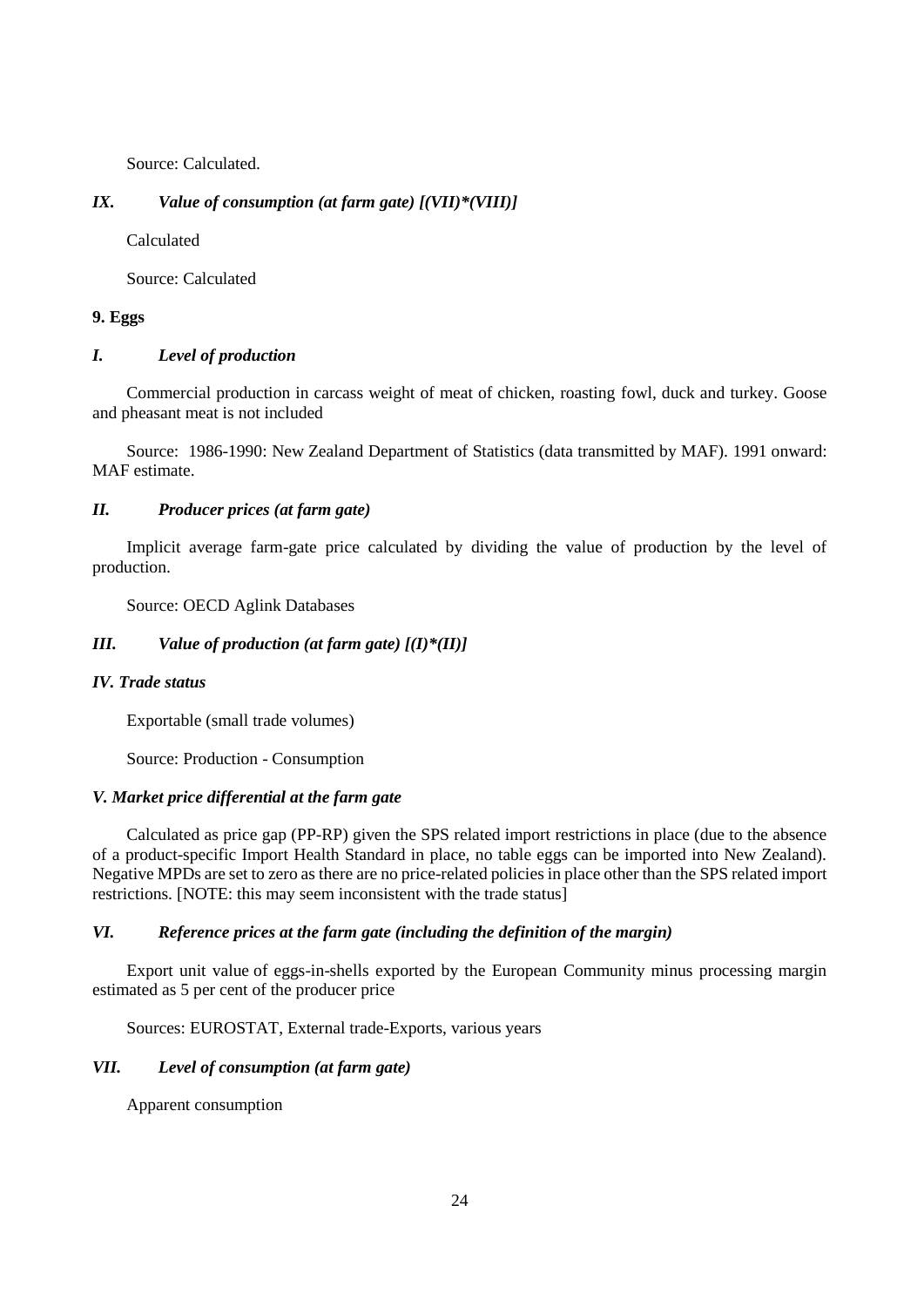Source: Calculated.

### *IX. Value of consumption (at farm gate) [(VII)*(VIII)]*

Calculated

Source: Calculated

## 9. Eggs

### *I. Level of production*

Commercial production in carcass weight of meat of chicken, roasting fowl, duck and turkey. Goose and pheasant meat is not included

Source: 1986-1990: New Zealand Department of Statistics (data transmitted by MAF). 1991 onward: MAF estimate.

### *II. Producer prices (at farm gate)*

Implicit average farm-gate price calculated by dividing the value of production by the level of production.

Source: OECD Aglink Databases

### *III. Value of production (at farm gate) [(I)*(II)]*

### *IV. Trade status*

Exportable (small trade volumes)

Source: Production - Consumption

### *V. Market price differential at the farm gate*

Calculated as price gap (PP-RP) given the SPS related import restrictions in place (due to the absence of a product-specific Import Health Standard in place, no table eggs can be imported into New Zealand). Negative MPDs are set to zero as there are no price-related policies in place other than the SPS related import restrictions. [NOTE: this may seem inconsistent with the trade status]

### *VI. Reference prices at the farm gate (including the definition of the margin)*

Export unit value of eggs-in-shells exported by the European Community minus processing margin estimated as 5 per cent of the producer price

Sources: EUROSTAT, External trade-Exports, various years

### *VII. Level of consumption (at farm gate)*

Apparent consumption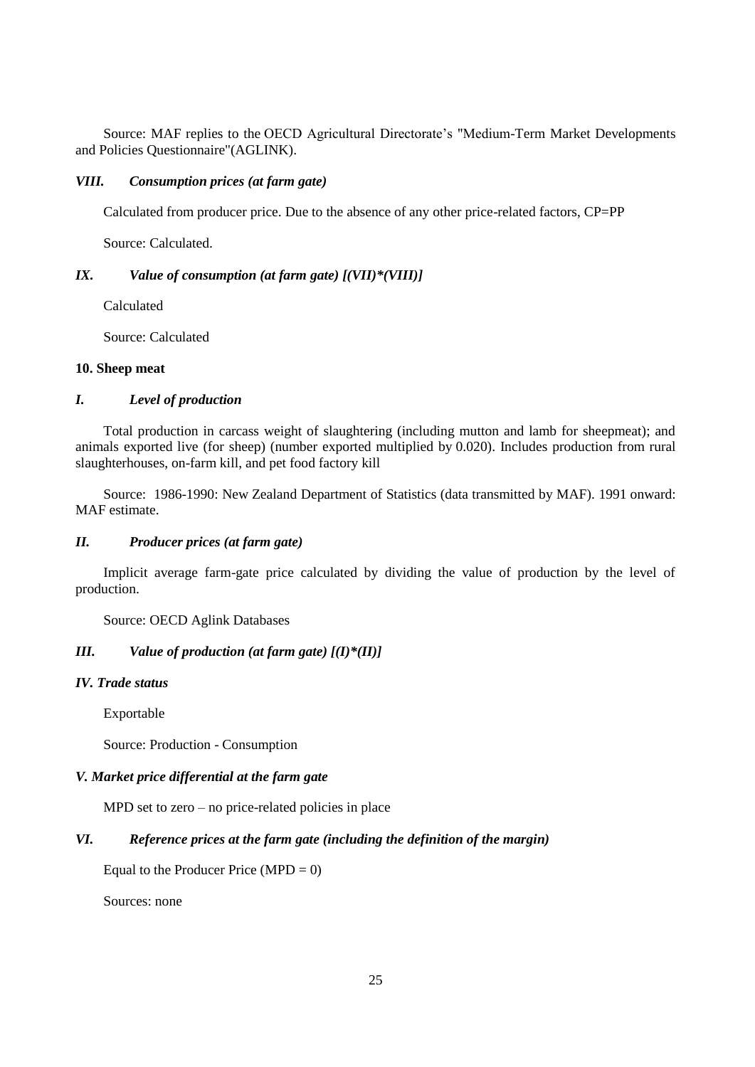Source: MAF replies to the OECD Agricultural Directorate's "Medium-Term Market Developments and Policies Questionnaire"(AGLINK).

### *VIII. Consumption prices (at farm gate)*

Calculated from producer price. Due to the absence of any other price-related factors, CP=PP

Source: Calculated.

### *IX. Value of consumption (at farm gate) [(VII)*(VIII)]*

Calculated

Source: Calculated

## **10. Sheep meat**

### *I. Level of production*

Total production in carcass weight of slaughtering (including mutton and lamb for sheepmeat); and animals exported live (for sheep) (number exported multiplied by 0.020). Includes production from rural slaughterhouses, on-farm kill, and pet food factory kill

Source: 1986-1990: New Zealand Department of Statistics (data transmitted by MAF). 1991 onward: MAF estimate.

### *II. Producer prices (at farm gate)*

Implicit average farm-gate price calculated by dividing the value of production by the level of production.

Source: OECD Aglink Databases

### *III. Value of production (at farm gate) [(I)*(II)]*

### *IV. Trade status*

Exportable

Source: Production - Consumption

### *V. Market price differential at the farm gate*

MPD set to zero – no price-related policies in place

### *VI. Reference prices at the farm gate (including the definition of the margin)*

Equal to the Producer Price (MPD = 0)

Sources: none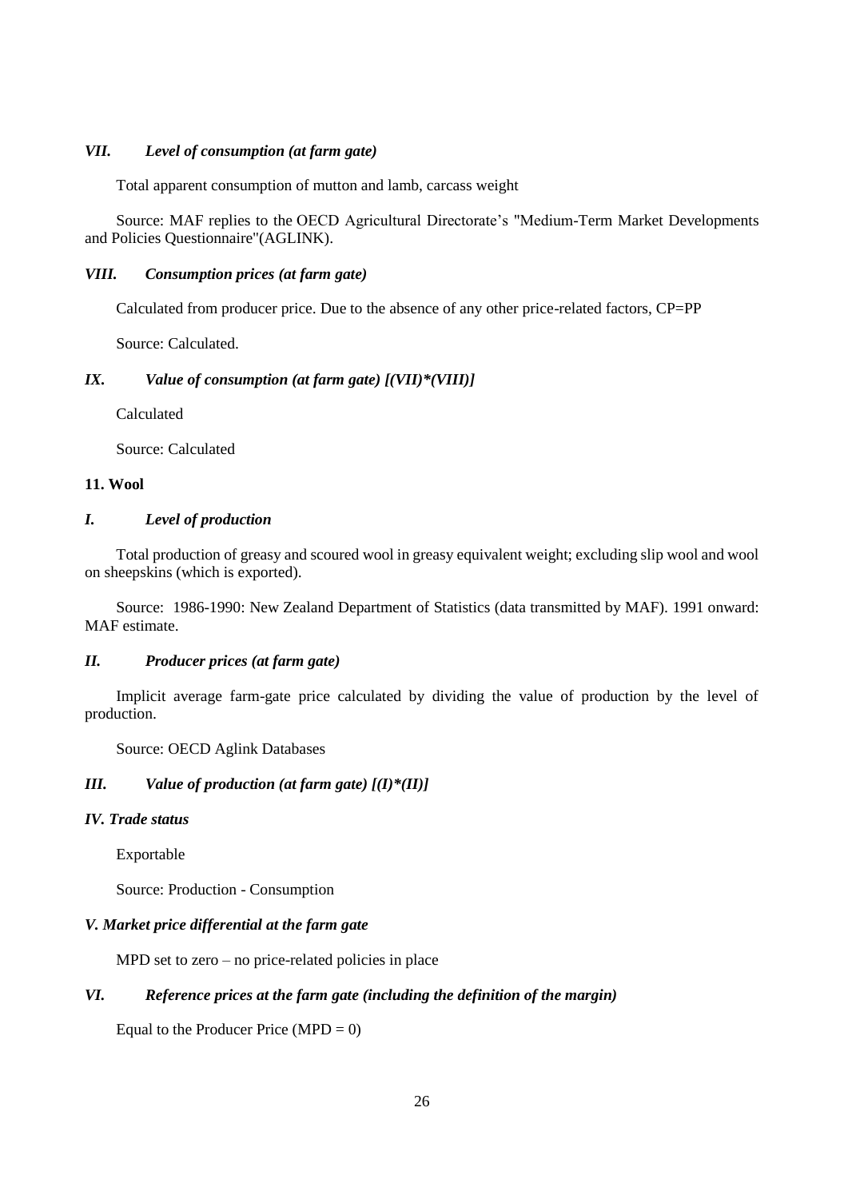### *VII. Level of consumption (at farm gate)*

Total apparent consumption of mutton and lamb, carcass weight

Source: MAF replies to the OECD Agricultural Directorate's "Medium-Term Market Developments and Policies Questionnaire"(AGLINK).

### *VIII. Consumption prices (at farm gate)*

Calculated from producer price. Due to the absence of any other price-related factors, CP=PP

Source: Calculated.

### *IX. Value of consumption (at farm gate) [(VII)*(VIII)]*

Calculated

Source: Calculated

## 11. Wool

### *I. Level of production*

Total production of greasy and scoured wool in greasy equivalent weight; excluding slip wool and wool on sheepskins (which is exported).

Source: 1986-1990: New Zealand Department of Statistics (data transmitted by MAF). 1991 onward: MAF estimate.

### *II. Producer prices (at farm gate)*

Implicit average farm-gate price calculated by dividing the value of production by the level of production.

Source: OECD Aglink Databases

### *III. Value of production (at farm gate) [(I)*(II)]*

### *IV. Trade status*

Exportable

Source: Production - Consumption

### *V. Market price differential at the farm gate*

MPD set to zero – no price-related policies in place

### *VI. Reference prices at the farm gate (including the definition of the margin)*

Equal to the Producer Price (MPD = 0)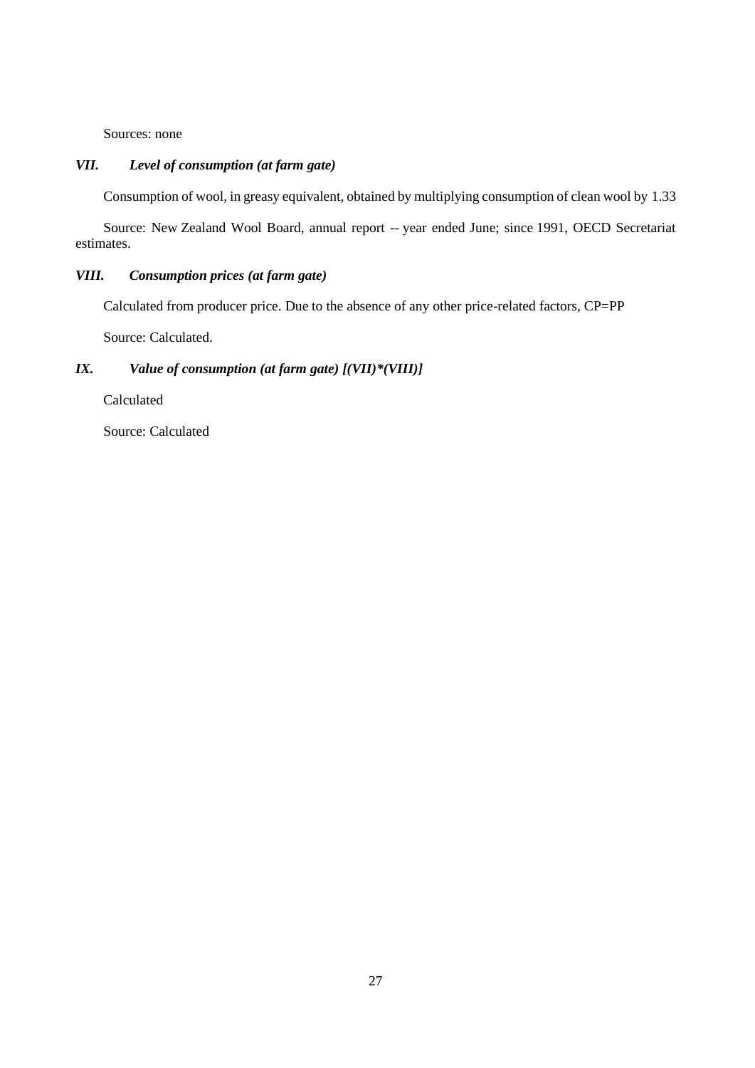Sources: none

### *VII. Level of consumption (at farm gate)*

Consumption of wool, in greasy equivalent, obtained by multiplying consumption of clean wool by 1.33

Source: New Zealand Wool Board, annual report -- year ended June; since 1991, OECD Secretariat estimates.

### *VIII. Consumption prices (at farm gate)*

Calculated from producer price. Due to the absence of any other price-related factors, CP=PP

Source: Calculated.

### *IX. Value of consumption (at farm gate) [(VII)*(VIII)]*

Calculated

Source: Calculated